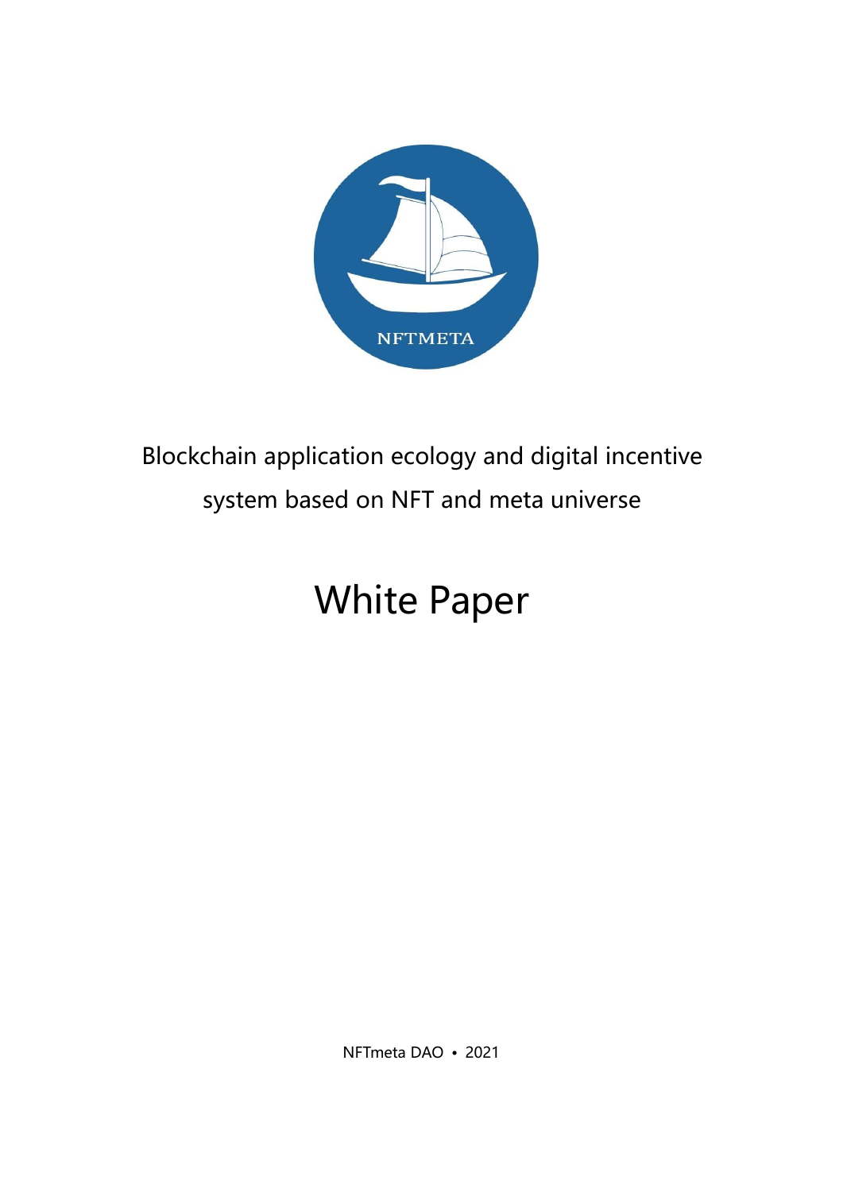NFTMETA

Blockchain application ecology and digital incentive system based on NFT and meta universe

# White Paper

NFTmeta DAO • 2021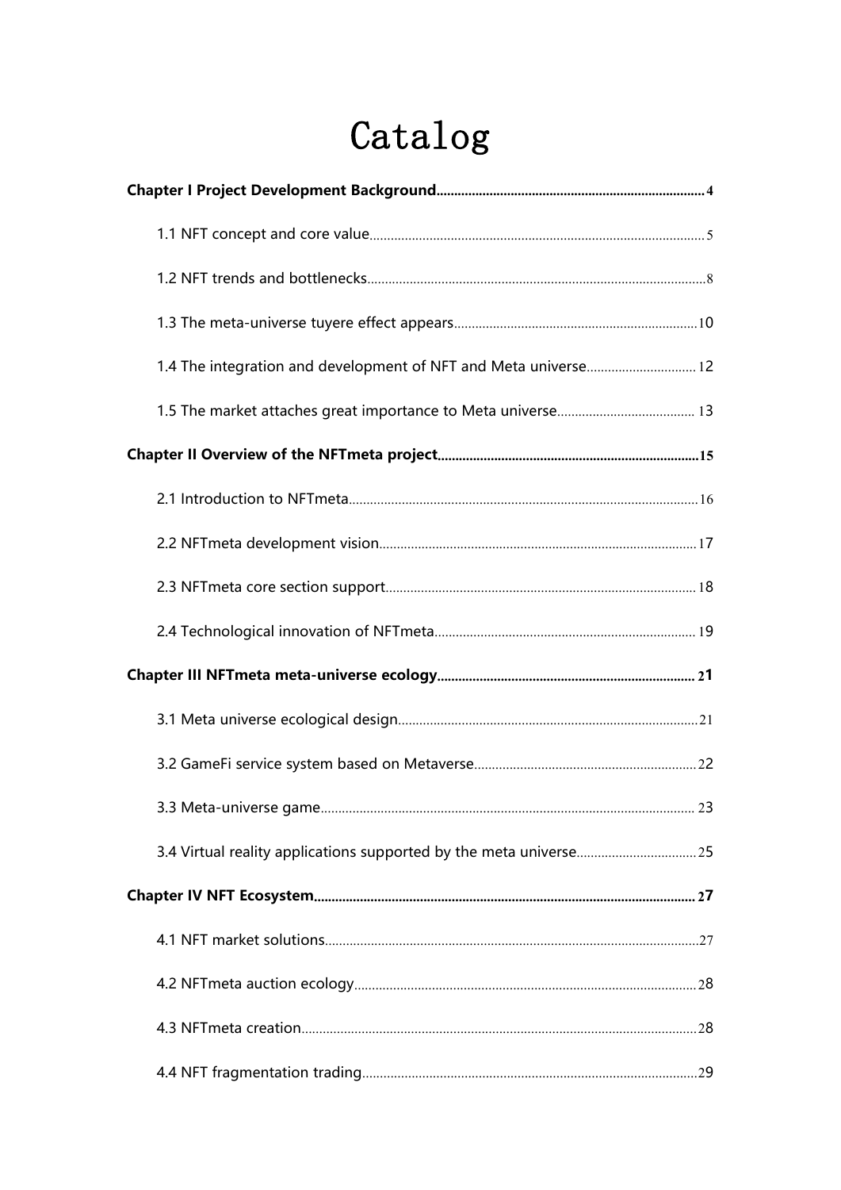# Catalog

**Chapter I Project Development Background** ........ 4

- 1.1 NFT concept and core value ........ 5
- 1.2 NFT trends and bottlenecks ........ 8
- 1.3 The meta-universe tuyere effect appears ........ 10
- 1.4 The integration and development of NFT and Meta universe ........ 12
- 1.5 The market attaches great importance to Meta universe ........ 13

**Chapter II Overview of the NFTmeta project** ........ 15

- 2.1 Introduction to NFTmeta ........ 16
- 2.2 NFTmeta development vision ........ 17
- 2.3 NFTmeta core section support ........ 18
- 2.4 Technological innovation of NFTmeta ........ 19

**Chapter III NFTmeta meta-universe ecology** ........ 21

- 3.1 Meta universe ecological design ........ 21
- 3.2 GameFi service system based on Metaverse ........ 22
- 3.3 Meta-universe game ........ 23
- 3.4 Virtual reality applications supported by the meta universe ........ 25

**Chapter IV NFT Ecosystem** ........ 27

- 4.1 NFT market solutions ........ 27
- 4.2 NFTmeta auction ecology ........ 28
- 4.3 NFTmeta creation ........ 28
- 4.4 NFT fragmentation trading ........ 29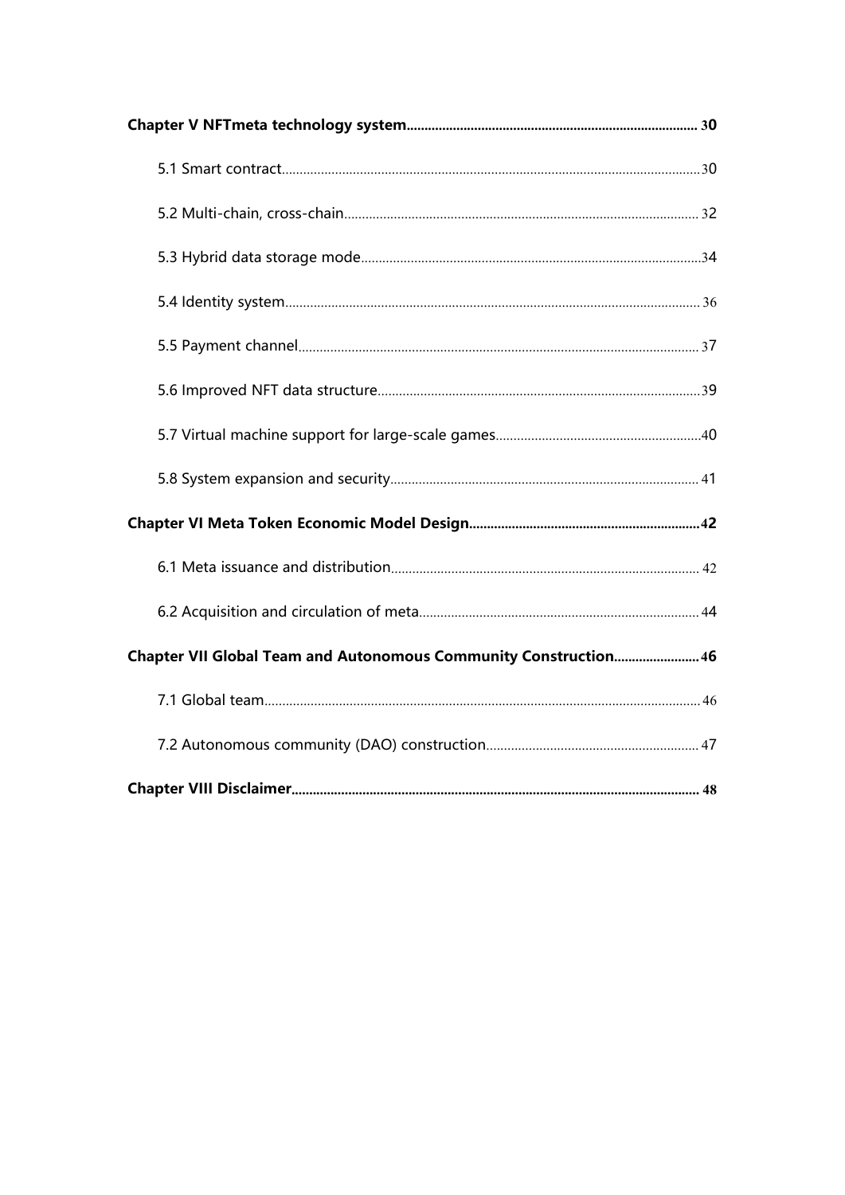**Chapter V NFTmeta technology system** ........ 30

- 5.1 Smart contract ........ 30
- 5.2 Multi-chain, cross-chain ........ 32
- 5.3 Hybrid data storage mode ........ 34
- 5.4 Identity system ........ 36
- 5.5 Payment channel ........ 37
- 5.6 Improved NFT data structure ........ 39
- 5.7 Virtual machine support for large-scale games ........ 40
- 5.8 System expansion and security ........ 41

**Chapter VI Meta Token Economic Model Design** ........ 42

- 6.1 Meta issuance and distribution ........ 42
- 6.2 Acquisition and circulation of meta ........ 44

**Chapter VII Global Team and Autonomous Community Construction** ........ 46

- 7.1 Global team ........ 46
- 7.2 Autonomous community (DAO) construction ........ 47

**Chapter VIII Disclaimer** ........ 48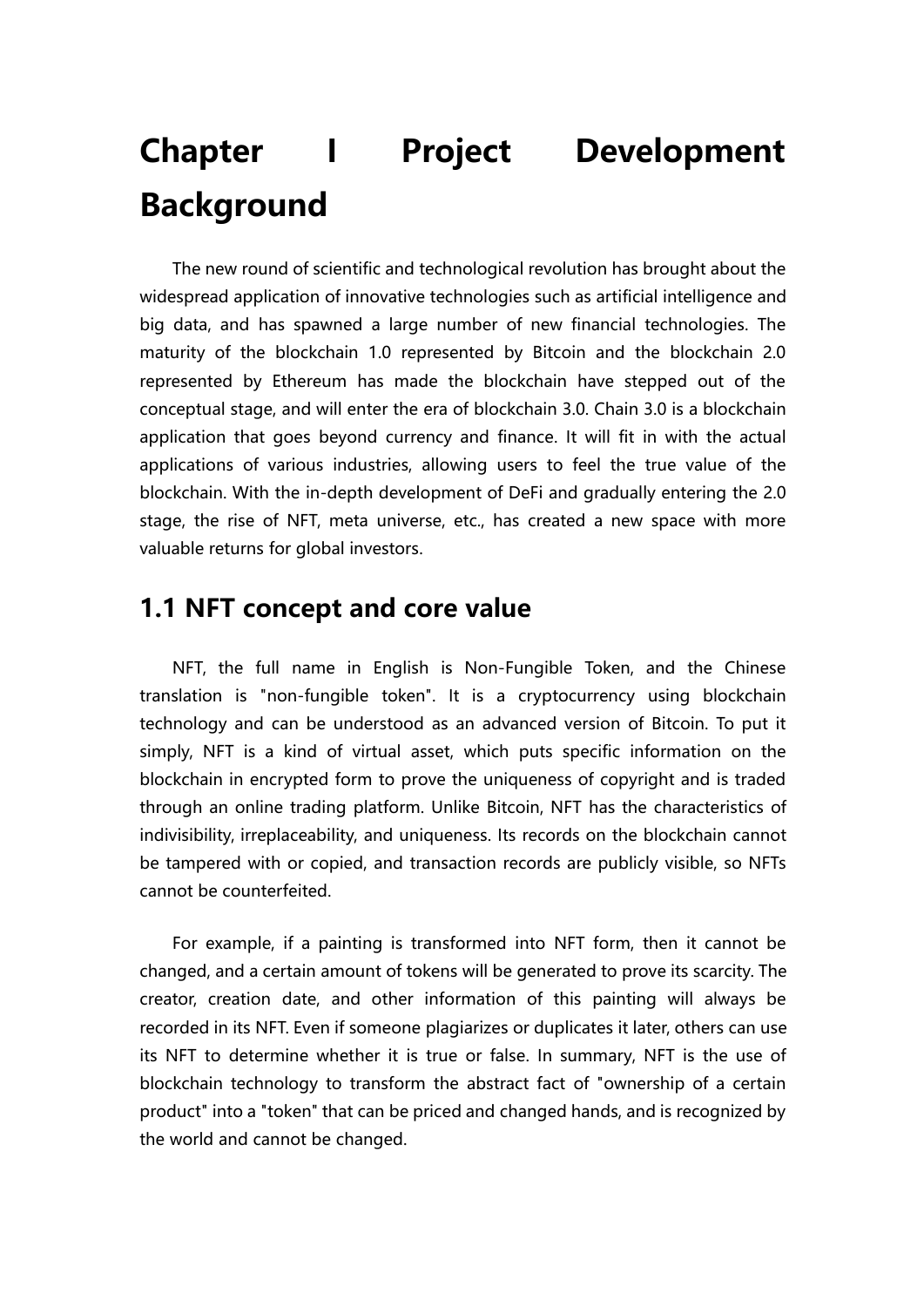# Chapter I Project Development Background

The new round of scientific and technological revolution has brought about the widespread application of innovative technologies such as artificial intelligence and big data, and has spawned a large number of new financial technologies. The maturity of the blockchain 1.0 represented by Bitcoin and the blockchain 2.0 represented by Ethereum has made the blockchain have stepped out of the conceptual stage, and will enter the era of blockchain 3.0. Chain 3.0 is a blockchain application that goes beyond currency and finance. It will fit in with the actual applications of various industries, allowing users to feel the true value of the blockchain. With the in-depth development of DeFi and gradually entering the 2.0 stage, the rise of NFT, meta universe, etc., has created a new space with more valuable returns for global investors.

## 1.1 NFT concept and core value

NFT, the full name in English is Non-Fungible Token, and the Chinese translation is "non-fungible token". It is a cryptocurrency using blockchain technology and can be understood as an advanced version of Bitcoin. To put it simply, NFT is a kind of virtual asset, which puts specific information on the blockchain in encrypted form to prove the uniqueness of copyright and is traded through an online trading platform. Unlike Bitcoin, NFT has the characteristics of indivisibility, irreplaceability, and uniqueness. Its records on the blockchain cannot be tampered with or copied, and transaction records are publicly visible, so NFTs cannot be counterfeited.

For example, if a painting is transformed into NFT form, then it cannot be changed, and a certain amount of tokens will be generated to prove its scarcity. The creator, creation date, and other information of this painting will always be recorded in its NFT. Even if someone plagiarizes or duplicates it later, others can use its NFT to determine whether it is true or false. In summary, NFT is the use of blockchain technology to transform the abstract fact of "ownership of a certain product" into a "token" that can be priced and changed hands, and is recognized by the world and cannot be changed.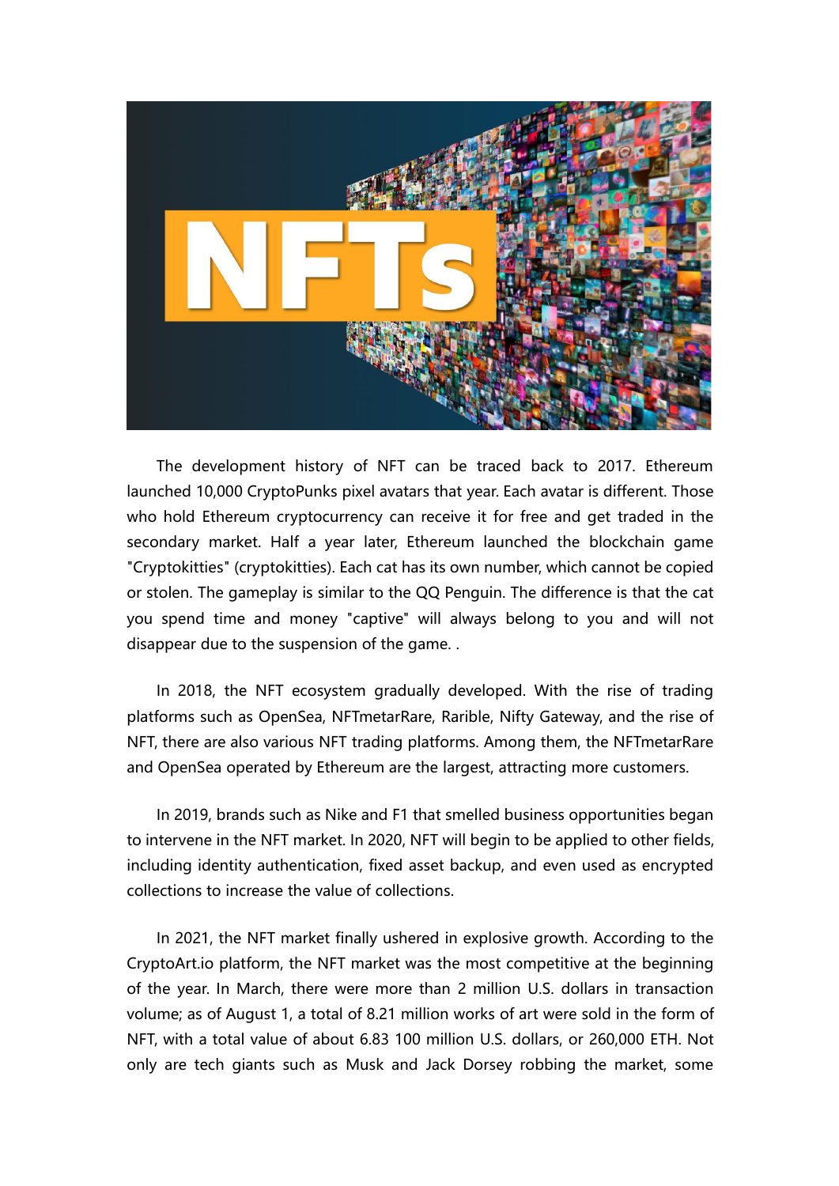The development history of NFT can be traced back to 2017. Ethereum launched 10,000 CryptoPunks pixel avatars that year. Each avatar is different. Those who hold Ethereum cryptocurrency can receive it for free and get traded in the secondary market. Half a year later, Ethereum launched the blockchain game "Cryptokitties" (cryptokitties). Each cat has its own number, which cannot be copied or stolen. The gameplay is similar to the QQ Penguin. The difference is that the cat you spend time and money "captive" will always belong to you and will not disappear due to the suspension of the game. .

In 2018, the NFT ecosystem gradually developed. With the rise of trading platforms such as OpenSea, NFTmetarRare, Rarible, Nifty Gateway, and the rise of NFT, there are also various NFT trading platforms. Among them, the NFTmetarRare and OpenSea operated by Ethereum are the largest, attracting more customers.

In 2019, brands such as Nike and F1 that smelled business opportunities began to intervene in the NFT market. In 2020, NFT will begin to be applied to other fields, including identity authentication, fixed asset backup, and even used as encrypted collections to increase the value of collections.

In 2021, the NFT market finally ushered in explosive growth. According to the CryptoArt.io platform, the NFT market was the most competitive at the beginning of the year. In March, there were more than 2 million U.S. dollars in transaction volume; as of August 1, a total of 8.21 million works of art were sold in the form of NFT, with a total value of about 6.83 100 million U.S. dollars, or 260,000 ETH. Not only are tech giants such as Musk and Jack Dorsey robbing the market, some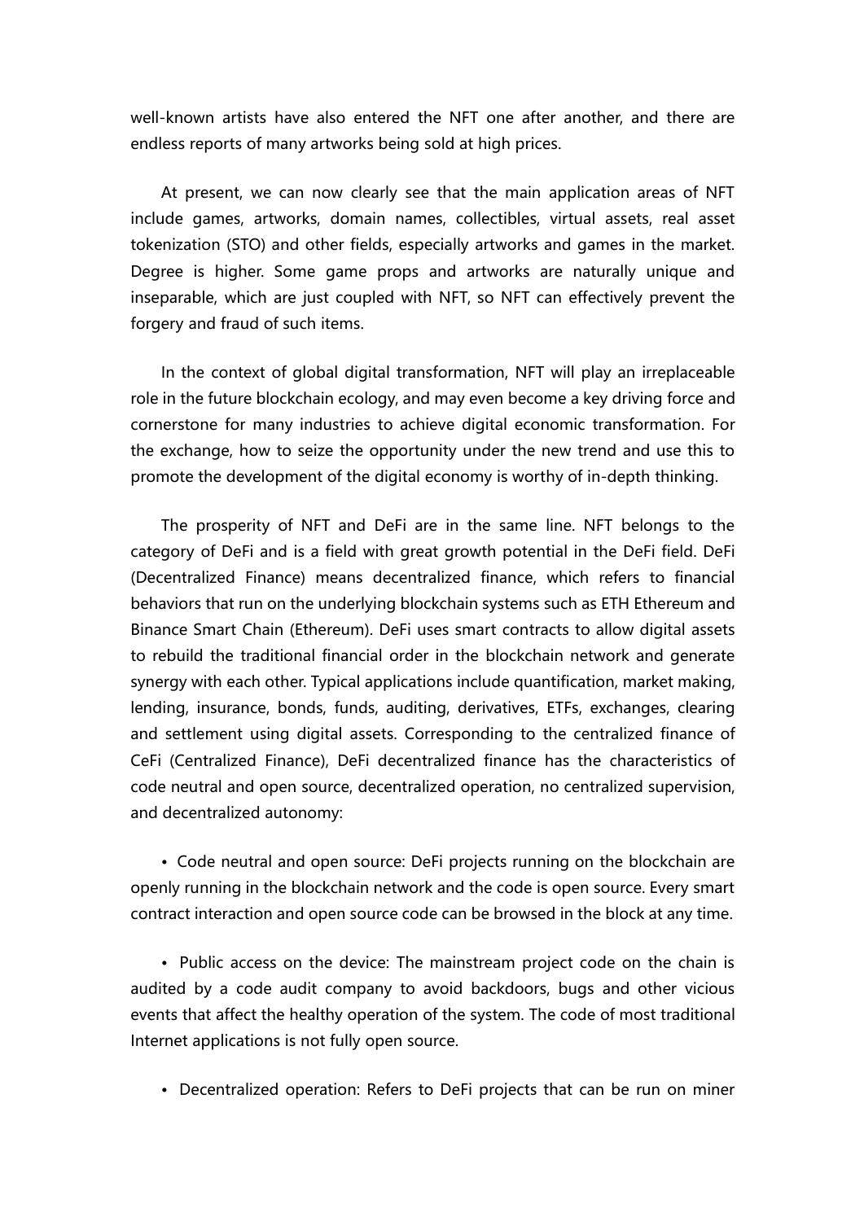well-known artists have also entered the NFT one after another, and there are endless reports of many artworks being sold at high prices.

At present, we can now clearly see that the main application areas of NFT include games, artworks, domain names, collectibles, virtual assets, real asset tokenization (STO) and other fields, especially artworks and games in the market. Degree is higher. Some game props and artworks are naturally unique and inseparable, which are just coupled with NFT, so NFT can effectively prevent the forgery and fraud of such items.

In the context of global digital transformation, NFT will play an irreplaceable role in the future blockchain ecology, and may even become a key driving force and cornerstone for many industries to achieve digital economic transformation. For the exchange, how to seize the opportunity under the new trend and use this to promote the development of the digital economy is worthy of in-depth thinking.

The prosperity of NFT and DeFi are in the same line. NFT belongs to the category of DeFi and is a field with great growth potential in the DeFi field. DeFi (Decentralized Finance) means decentralized finance, which refers to financial behaviors that run on the underlying blockchain systems such as ETH Ethereum and Binance Smart Chain (Ethereum). DeFi uses smart contracts to allow digital assets to rebuild the traditional financial order in the blockchain network and generate synergy with each other. Typical applications include quantification, market making, lending, insurance, bonds, funds, auditing, derivatives, ETFs, exchanges, clearing and settlement using digital assets. Corresponding to the centralized finance of CeFi (Centralized Finance), DeFi decentralized finance has the characteristics of code neutral and open source, decentralized operation, no centralized supervision, and decentralized autonomy:

- Code neutral and open source: DeFi projects running on the blockchain are openly running in the blockchain network and the code is open source. Every smart contract interaction and open source code can be browsed in the block at any time.

- Public access on the device: The mainstream project code on the chain is audited by a code audit company to avoid backdoors, bugs and other vicious events that affect the healthy operation of the system. The code of most traditional Internet applications is not fully open source.

- Decentralized operation: Refers to DeFi projects that can be run on miner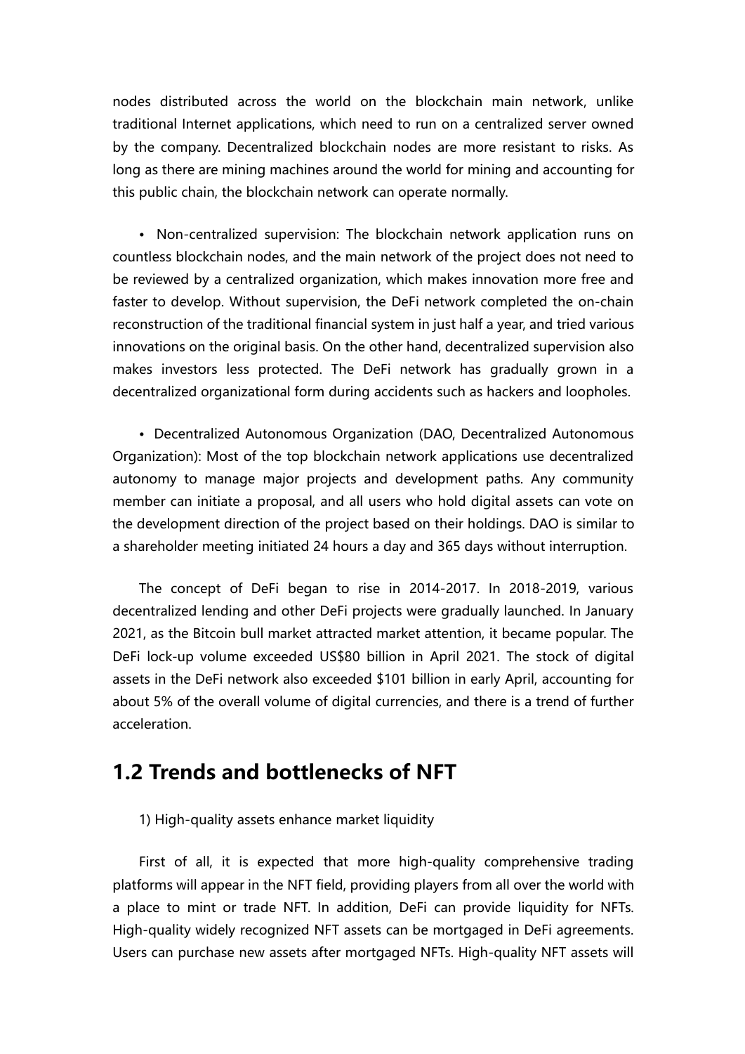nodes distributed across the world on the blockchain main network, unlike traditional Internet applications, which need to run on a centralized server owned by the company. Decentralized blockchain nodes are more resistant to risks. As long as there are mining machines around the world for mining and accounting for this public chain, the blockchain network can operate normally.

- Non-centralized supervision: The blockchain network application runs on countless blockchain nodes, and the main network of the project does not need to be reviewed by a centralized organization, which makes innovation more free and faster to develop. Without supervision, the DeFi network completed the on-chain reconstruction of the traditional financial system in just half a year, and tried various innovations on the original basis. On the other hand, decentralized supervision also makes investors less protected. The DeFi network has gradually grown in a decentralized organizational form during accidents such as hackers and loopholes.

- Decentralized Autonomous Organization (DAO, Decentralized Autonomous Organization): Most of the top blockchain network applications use decentralized autonomy to manage major projects and development paths. Any community member can initiate a proposal, and all users who hold digital assets can vote on the development direction of the project based on their holdings. DAO is similar to a shareholder meeting initiated 24 hours a day and 365 days without interruption.

The concept of DeFi began to rise in 2014-2017. In 2018-2019, various decentralized lending and other DeFi projects were gradually launched. In January 2021, as the Bitcoin bull market attracted market attention, it became popular. The DeFi lock-up volume exceeded US$80 billion in April 2021. The stock of digital assets in the DeFi network also exceeded $101 billion in early April, accounting for about 5% of the overall volume of digital currencies, and there is a trend of further acceleration.

## 1.2 Trends and bottlenecks of NFT

1) High-quality assets enhance market liquidity

First of all, it is expected that more high-quality comprehensive trading platforms will appear in the NFT field, providing players from all over the world with a place to mint or trade NFT. In addition, DeFi can provide liquidity for NFTs. High-quality widely recognized NFT assets can be mortgaged in DeFi agreements. Users can purchase new assets after mortgaged NFTs. High-quality NFT assets will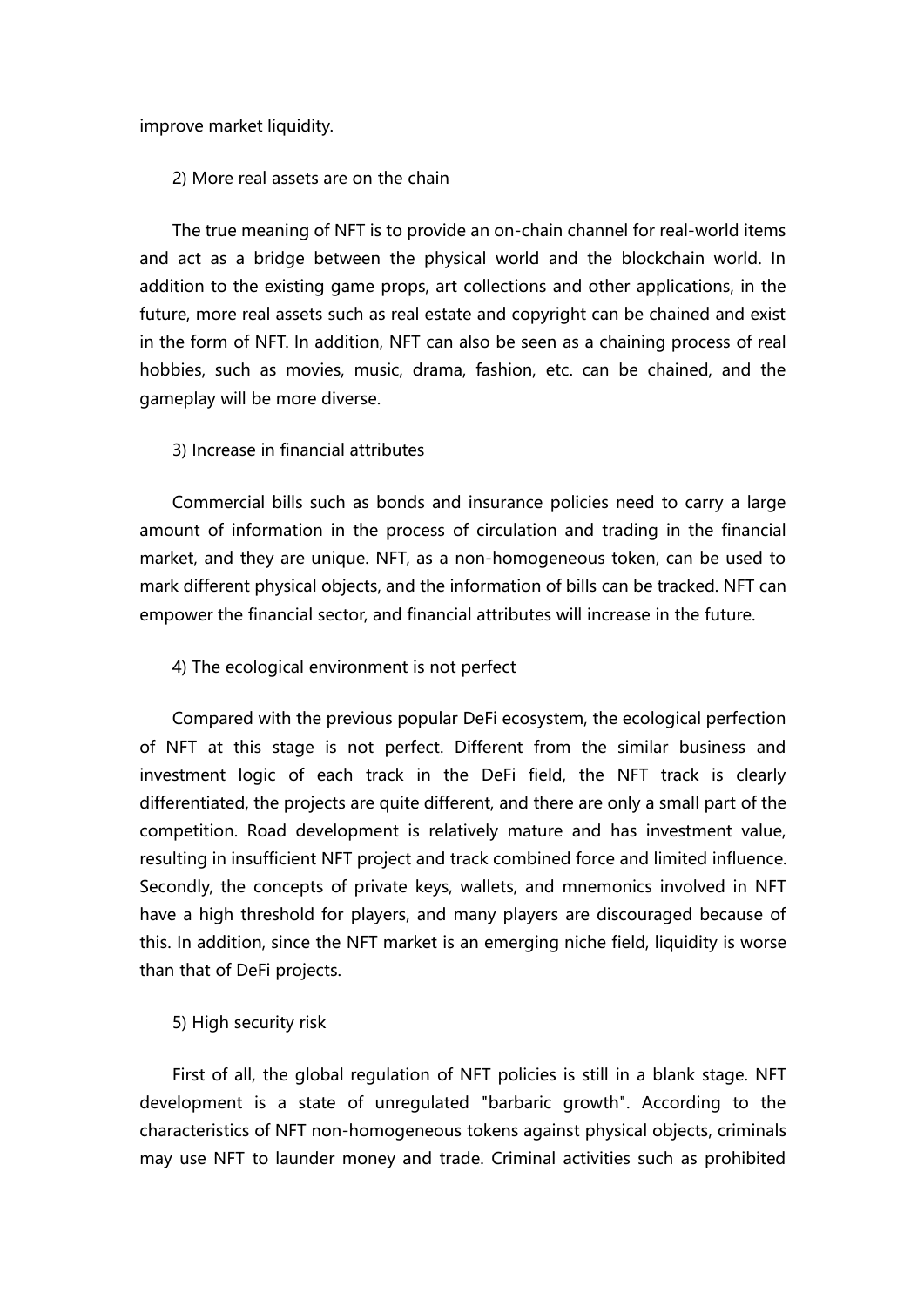improve market liquidity.

2) More real assets are on the chain

The true meaning of NFT is to provide an on-chain channel for real-world items and act as a bridge between the physical world and the blockchain world. In addition to the existing game props, art collections and other applications, in the future, more real assets such as real estate and copyright can be chained and exist in the form of NFT. In addition, NFT can also be seen as a chaining process of real hobbies, such as movies, music, drama, fashion, etc. can be chained, and the gameplay will be more diverse.

3) Increase in financial attributes

Commercial bills such as bonds and insurance policies need to carry a large amount of information in the process of circulation and trading in the financial market, and they are unique. NFT, as a non-homogeneous token, can be used to mark different physical objects, and the information of bills can be tracked. NFT can empower the financial sector, and financial attributes will increase in the future.

4) The ecological environment is not perfect

Compared with the previous popular DeFi ecosystem, the ecological perfection of NFT at this stage is not perfect. Different from the similar business and investment logic of each track in the DeFi field, the NFT track is clearly differentiated, the projects are quite different, and there are only a small part of the competition. Road development is relatively mature and has investment value, resulting in insufficient NFT project and track combined force and limited influence. Secondly, the concepts of private keys, wallets, and mnemonics involved in NFT have a high threshold for players, and many players are discouraged because of this. In addition, since the NFT market is an emerging niche field, liquidity is worse than that of DeFi projects.

5) High security risk

First of all, the global regulation of NFT policies is still in a blank stage. NFT development is a state of unregulated "barbaric growth". According to the characteristics of NFT non-homogeneous tokens against physical objects, criminals may use NFT to launder money and trade. Criminal activities such as prohibited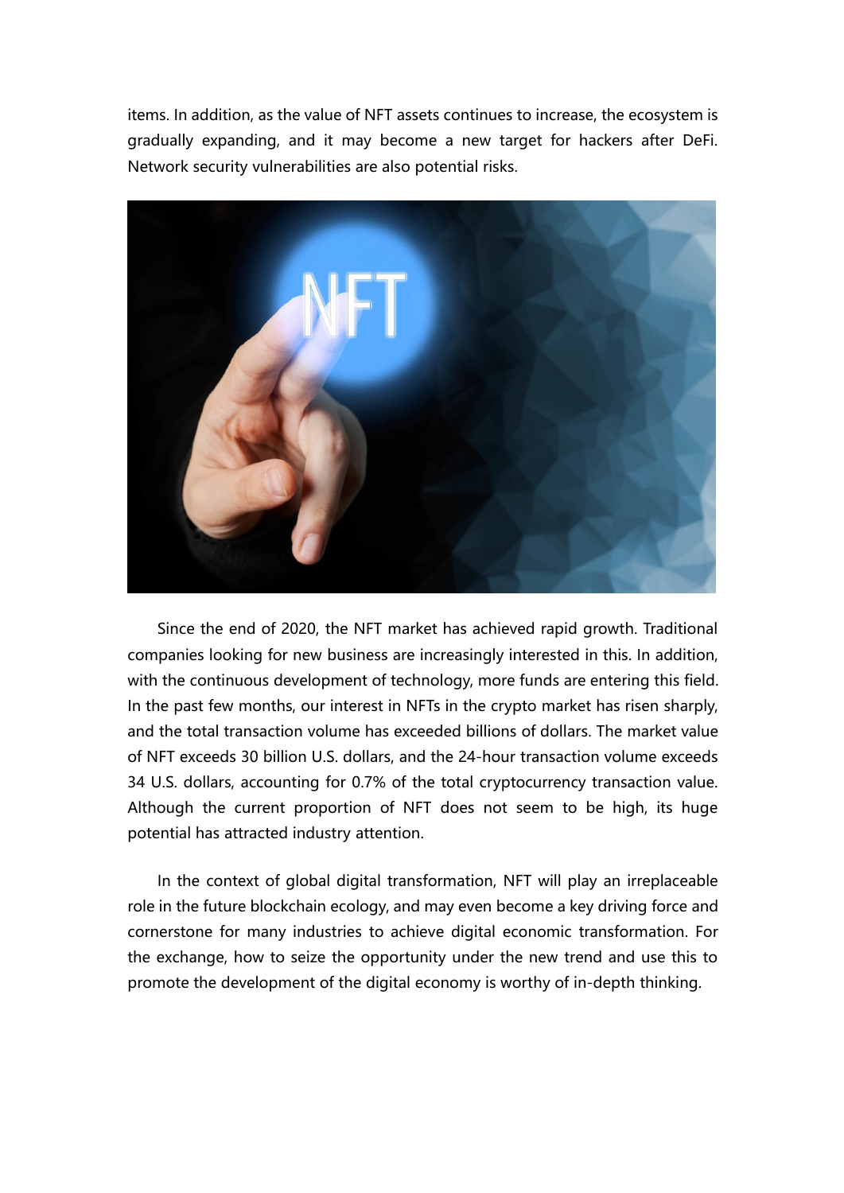items. In addition, as the value of NFT assets continues to increase, the ecosystem is gradually expanding, and it may become a new target for hackers after DeFi. Network security vulnerabilities are also potential risks.

Since the end of 2020, the NFT market has achieved rapid growth. Traditional companies looking for new business are increasingly interested in this. In addition, with the continuous development of technology, more funds are entering this field. In the past few months, our interest in NFTs in the crypto market has risen sharply, and the total transaction volume has exceeded billions of dollars. The market value of NFT exceeds 30 billion U.S. dollars, and the 24-hour transaction volume exceeds 34 U.S. dollars, accounting for 0.7% of the total cryptocurrency transaction value. Although the current proportion of NFT does not seem to be high, its huge potential has attracted industry attention.

In the context of global digital transformation, NFT will play an irreplaceable role in the future blockchain ecology, and may even become a key driving force and cornerstone for many industries to achieve digital economic transformation. For the exchange, how to seize the opportunity under the new trend and use this to promote the development of the digital economy is worthy of in-depth thinking.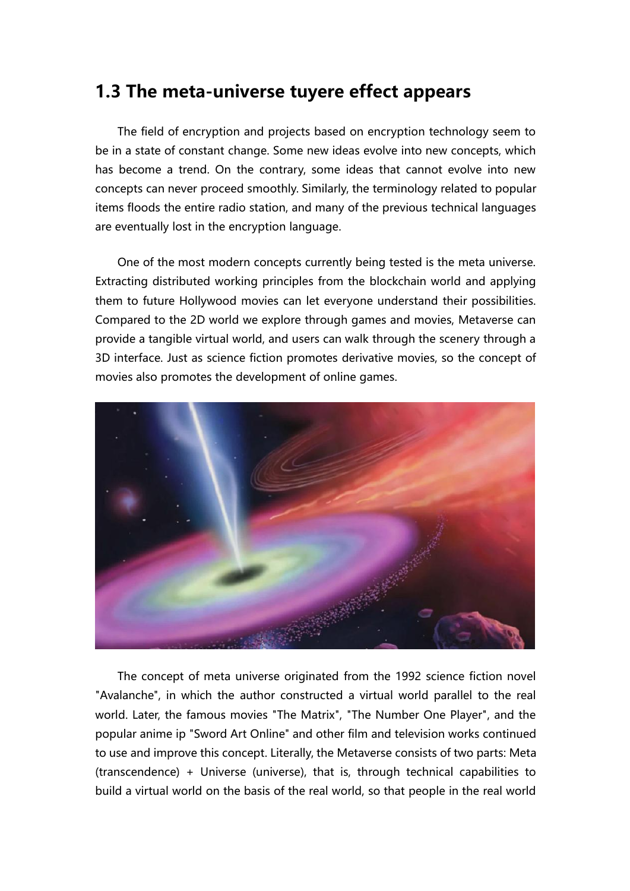## 1.3 The meta-universe tuyere effect appears

The field of encryption and projects based on encryption technology seem to be in a state of constant change. Some new ideas evolve into new concepts, which has become a trend. On the contrary, some ideas that cannot evolve into new concepts can never proceed smoothly. Similarly, the terminology related to popular items floods the entire radio station, and many of the previous technical languages are eventually lost in the encryption language.

One of the most modern concepts currently being tested is the meta universe. Extracting distributed working principles from the blockchain world and applying them to future Hollywood movies can let everyone understand their possibilities. Compared to the 2D world we explore through games and movies, Metaverse can provide a tangible virtual world, and users can walk through the scenery through a 3D interface. Just as science fiction promotes derivative movies, so the concept of movies also promotes the development of online games.

The concept of meta universe originated from the 1992 science fiction novel "Avalanche", in which the author constructed a virtual world parallel to the real world. Later, the famous movies "The Matrix", "The Number One Player", and the popular anime ip "Sword Art Online" and other film and television works continued to use and improve this concept. Literally, the Metaverse consists of two parts: Meta (transcendence) + Universe (universe), that is, through technical capabilities to build a virtual world on the basis of the real world, so that people in the real world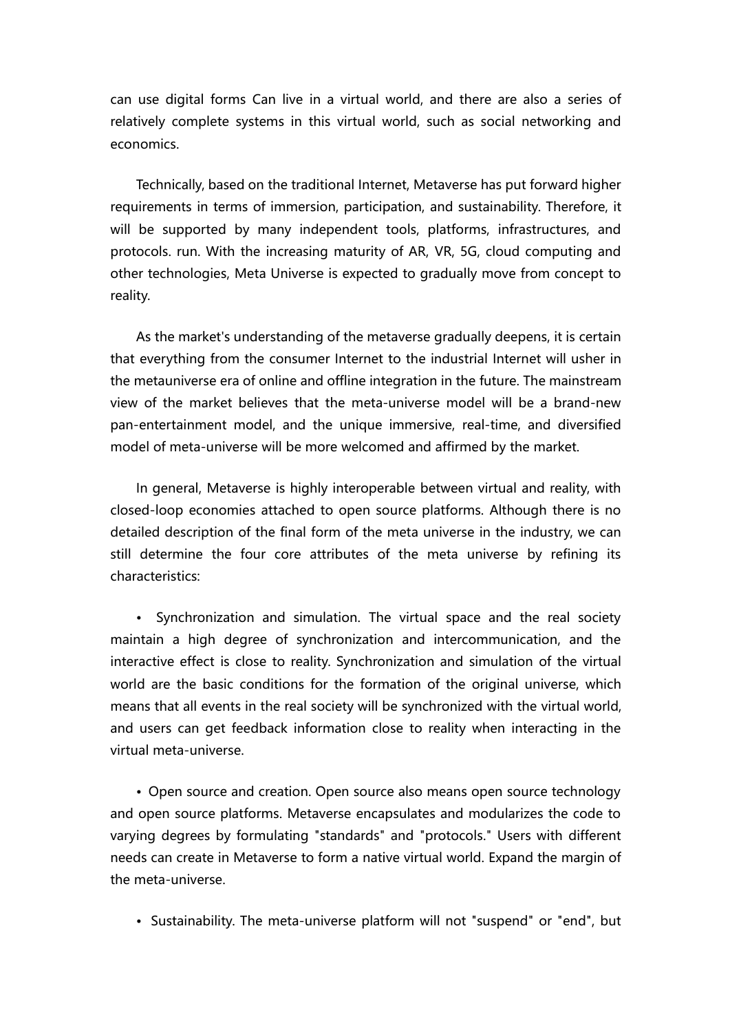can use digital forms Can live in a virtual world, and there are also a series of relatively complete systems in this virtual world, such as social networking and economics.

Technically, based on the traditional Internet, Metaverse has put forward higher requirements in terms of immersion, participation, and sustainability. Therefore, it will be supported by many independent tools, platforms, infrastructures, and protocols. run. With the increasing maturity of AR, VR, 5G, cloud computing and other technologies, Meta Universe is expected to gradually move from concept to reality.

As the market's understanding of the metaverse gradually deepens, it is certain that everything from the consumer Internet to the industrial Internet will usher in the metauniverse era of online and offline integration in the future. The mainstream view of the market believes that the meta-universe model will be a brand-new pan-entertainment model, and the unique immersive, real-time, and diversified model of meta-universe will be more welcomed and affirmed by the market.

In general, Metaverse is highly interoperable between virtual and reality, with closed-loop economies attached to open source platforms. Although there is no detailed description of the final form of the meta universe in the industry, we can still determine the four core attributes of the meta universe by refining its characteristics:

- Synchronization and simulation. The virtual space and the real society maintain a high degree of synchronization and intercommunication, and the interactive effect is close to reality. Synchronization and simulation of the virtual world are the basic conditions for the formation of the original universe, which means that all events in the real society will be synchronized with the virtual world, and users can get feedback information close to reality when interacting in the virtual meta-universe.

- Open source and creation. Open source also means open source technology and open source platforms. Metaverse encapsulates and modularizes the code to varying degrees by formulating "standards" and "protocols." Users with different needs can create in Metaverse to form a native virtual world. Expand the margin of the meta-universe.

- Sustainability. The meta-universe platform will not "suspend" or "end", but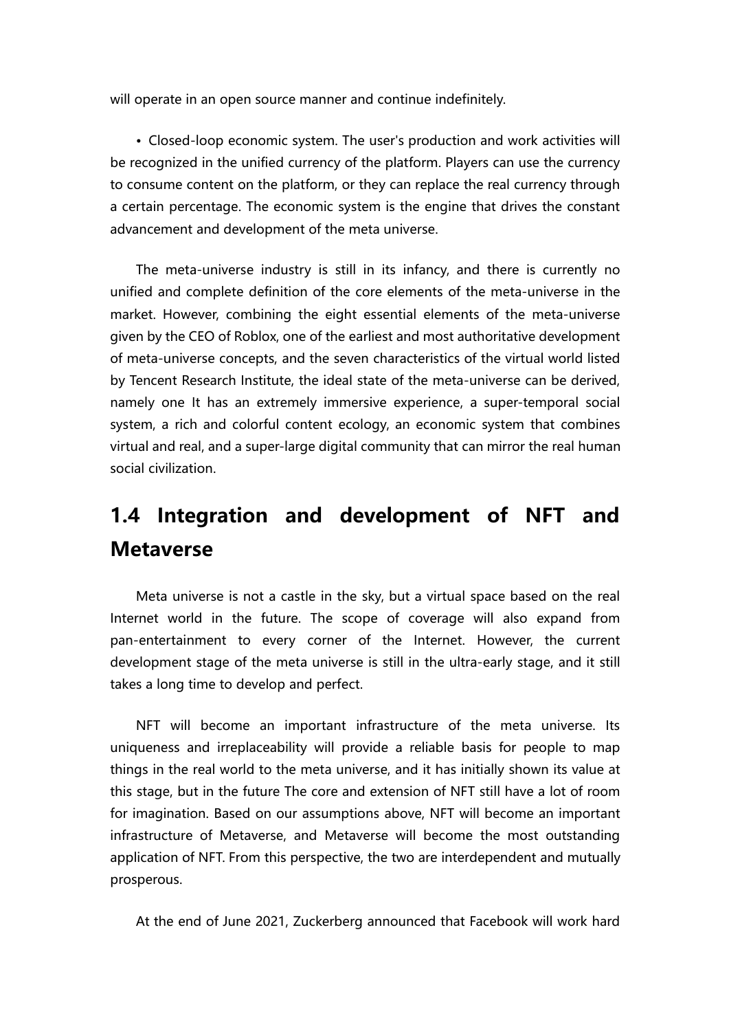will operate in an open source manner and continue indefinitely.

- Closed-loop economic system. The user's production and work activities will be recognized in the unified currency of the platform. Players can use the currency to consume content on the platform, or they can replace the real currency through a certain percentage. The economic system is the engine that drives the constant advancement and development of the meta universe.

The meta-universe industry is still in its infancy, and there is currently no unified and complete definition of the core elements of the meta-universe in the market. However, combining the eight essential elements of the meta-universe given by the CEO of Roblox, one of the earliest and most authoritative development of meta-universe concepts, and the seven characteristics of the virtual world listed by Tencent Research Institute, the ideal state of the meta-universe can be derived, namely one It has an extremely immersive experience, a super-temporal social system, a rich and colorful content ecology, an economic system that combines virtual and real, and a super-large digital community that can mirror the real human social civilization.

## 1.4 Integration and development of NFT and Metaverse

Meta universe is not a castle in the sky, but a virtual space based on the real Internet world in the future. The scope of coverage will also expand from pan-entertainment to every corner of the Internet. However, the current development stage of the meta universe is still in the ultra-early stage, and it still takes a long time to develop and perfect.

NFT will become an important infrastructure of the meta universe. Its uniqueness and irreplaceability will provide a reliable basis for people to map things in the real world to the meta universe, and it has initially shown its value at this stage, but in the future The core and extension of NFT still have a lot of room for imagination. Based on our assumptions above, NFT will become an important infrastructure of Metaverse, and Metaverse will become the most outstanding application of NFT. From this perspective, the two are interdependent and mutually prosperous.

At the end of June 2021, Zuckerberg announced that Facebook will work hard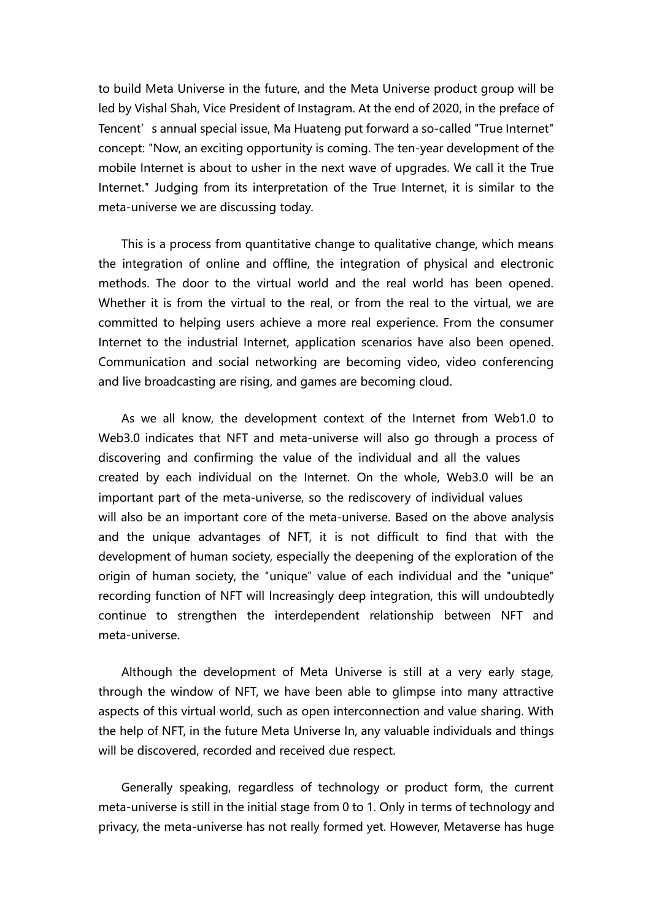to build Meta Universe in the future, and the Meta Universe product group will be led by Vishal Shah, Vice President of Instagram. At the end of 2020, in the preface of Tencent's annual special issue, Ma Huateng put forward a so-called "True Internet" concept: "Now, an exciting opportunity is coming. The ten-year development of the mobile Internet is about to usher in the next wave of upgrades. We call it the True Internet." Judging from its interpretation of the True Internet, it is similar to the meta-universe we are discussing today.

This is a process from quantitative change to qualitative change, which means the integration of online and offline, the integration of physical and electronic methods. The door to the virtual world and the real world has been opened. Whether it is from the virtual to the real, or from the real to the virtual, we are committed to helping users achieve a more real experience. From the consumer Internet to the industrial Internet, application scenarios have also been opened. Communication and social networking are becoming video, video conferencing and live broadcasting are rising, and games are becoming cloud.

As we all know, the development context of the Internet from Web1.0 to Web3.0 indicates that NFT and meta-universe will also go through a process of discovering and confirming the value of the individual and all the values created by each individual on the Internet. On the whole, Web3.0 will be an important part of the meta-universe, so the rediscovery of individual values will also be an important core of the meta-universe. Based on the above analysis and the unique advantages of NFT, it is not difficult to find that with the development of human society, especially the deepening of the exploration of the origin of human society, the "unique" value of each individual and the "unique" recording function of NFT will Increasingly deep integration, this will undoubtedly continue to strengthen the interdependent relationship between NFT and meta-universe.

Although the development of Meta Universe is still at a very early stage, through the window of NFT, we have been able to glimpse into many attractive aspects of this virtual world, such as open interconnection and value sharing. With the help of NFT, in the future Meta Universe In, any valuable individuals and things will be discovered, recorded and received due respect.

Generally speaking, regardless of technology or product form, the current meta-universe is still in the initial stage from 0 to 1. Only in terms of technology and privacy, the meta-universe has not really formed yet. However, Metaverse has huge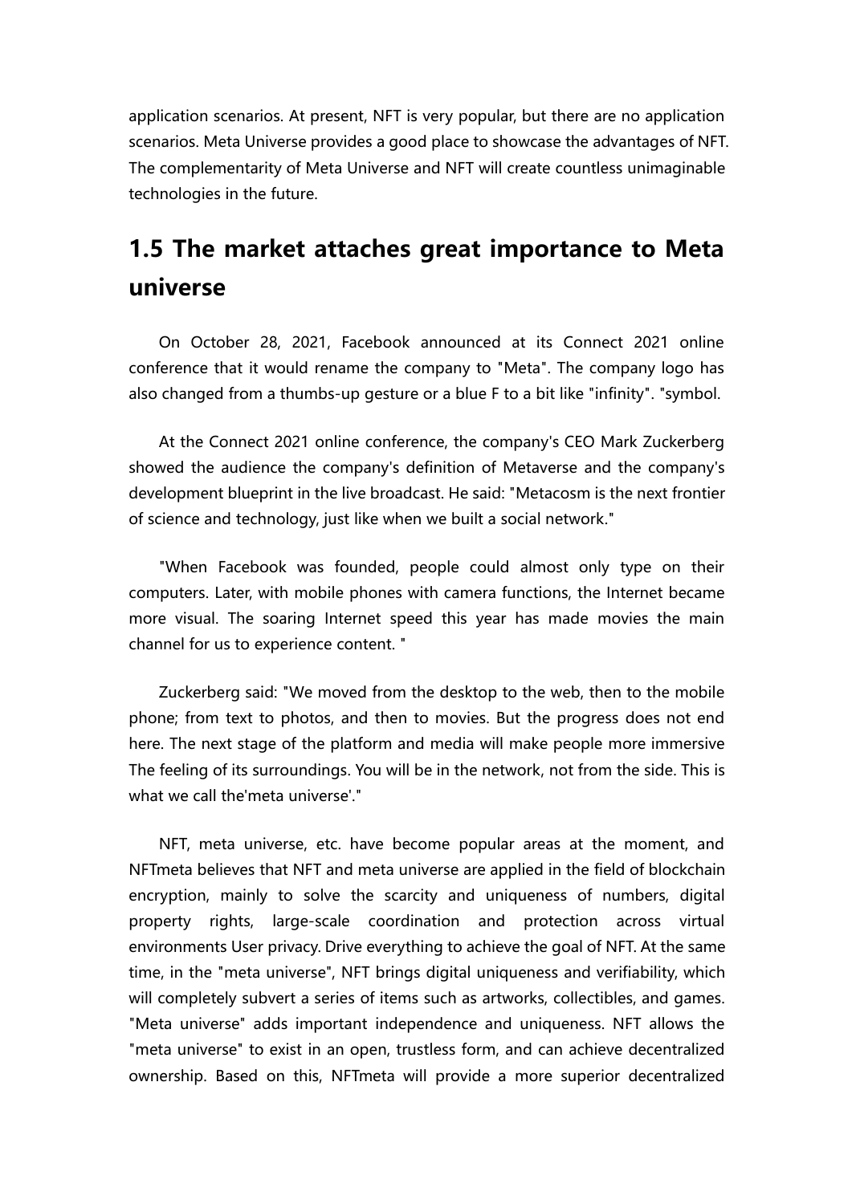application scenarios. At present, NFT is very popular, but there are no application scenarios. Meta Universe provides a good place to showcase the advantages of NFT. The complementarity of Meta Universe and NFT will create countless unimaginable technologies in the future.

## 1.5 The market attaches great importance to Meta universe

On October 28, 2021, Facebook announced at its Connect 2021 online conference that it would rename the company to "Meta". The company logo has also changed from a thumbs-up gesture or a blue F to a bit like "infinity". "symbol.

At the Connect 2021 online conference, the company's CEO Mark Zuckerberg showed the audience the company's definition of Metaverse and the company's development blueprint in the live broadcast. He said: "Metacosm is the next frontier of science and technology, just like when we built a social network."

"When Facebook was founded, people could almost only type on their computers. Later, with mobile phones with camera functions, the Internet became more visual. The soaring Internet speed this year has made movies the main channel for us to experience content. "

Zuckerberg said: "We moved from the desktop to the web, then to the mobile phone; from text to photos, and then to movies. But the progress does not end here. The next stage of the platform and media will make people more immersive The feeling of its surroundings. You will be in the network, not from the side. This is what we call the'meta universe'."

NFT, meta universe, etc. have become popular areas at the moment, and NFTmeta believes that NFT and meta universe are applied in the field of blockchain encryption, mainly to solve the scarcity and uniqueness of numbers, digital property rights, large-scale coordination and protection across virtual environments User privacy. Drive everything to achieve the goal of NFT. At the same time, in the "meta universe", NFT brings digital uniqueness and verifiability, which will completely subvert a series of items such as artworks, collectibles, and games. "Meta universe" adds important independence and uniqueness. NFT allows the "meta universe" to exist in an open, trustless form, and can achieve decentralized ownership. Based on this, NFTmeta will provide a more superior decentralized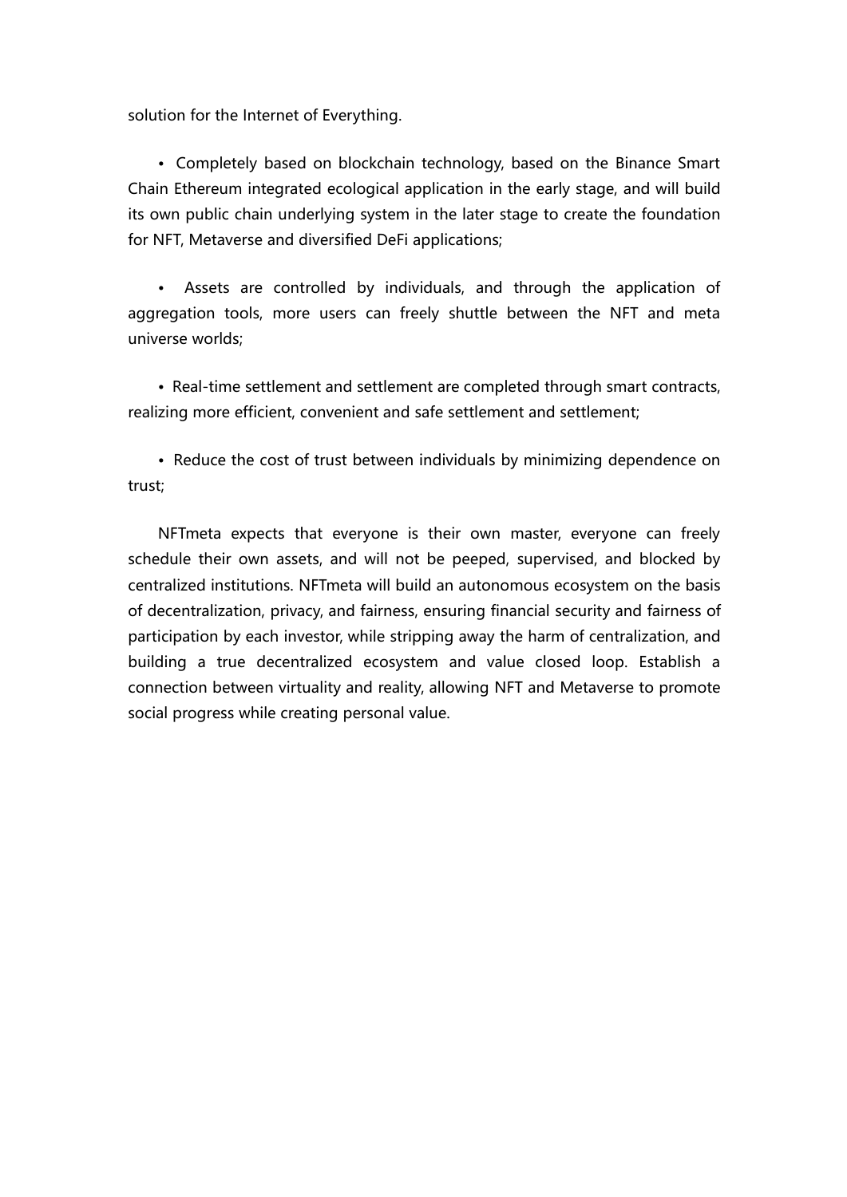solution for the Internet of Everything.

- Completely based on blockchain technology, based on the Binance Smart Chain Ethereum integrated ecological application in the early stage, and will build its own public chain underlying system in the later stage to create the foundation for NFT, Metaverse and diversified DeFi applications;

- Assets are controlled by individuals, and through the application of aggregation tools, more users can freely shuttle between the NFT and meta universe worlds;

- Real-time settlement and settlement are completed through smart contracts, realizing more efficient, convenient and safe settlement and settlement;

- Reduce the cost of trust between individuals by minimizing dependence on trust;

NFTmeta expects that everyone is their own master, everyone can freely schedule their own assets, and will not be peeped, supervised, and blocked by centralized institutions. NFTmeta will build an autonomous ecosystem on the basis of decentralization, privacy, and fairness, ensuring financial security and fairness of participation by each investor, while stripping away the harm of centralization, and building a true decentralized ecosystem and value closed loop. Establish a connection between virtuality and reality, allowing NFT and Metaverse to promote social progress while creating personal value.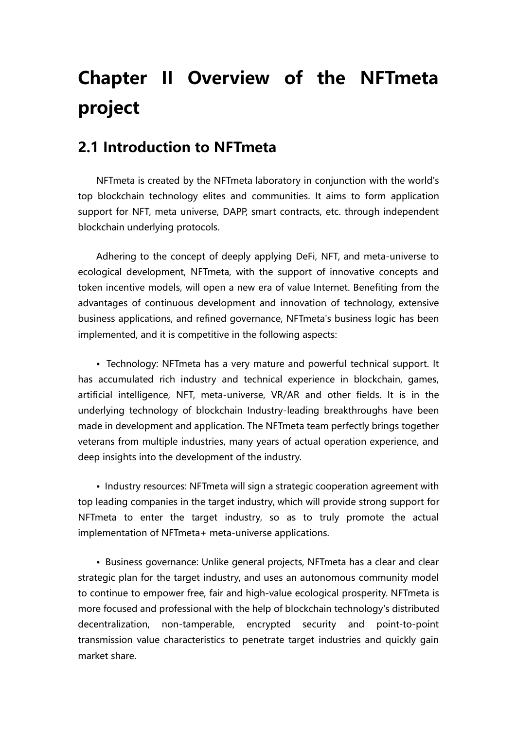# Chapter II Overview of the NFTmeta project

## 2.1 Introduction to NFTmeta

NFTmeta is created by the NFTmeta laboratory in conjunction with the world's top blockchain technology elites and communities. It aims to form application support for NFT, meta universe, DAPP, smart contracts, etc. through independent blockchain underlying protocols.

Adhering to the concept of deeply applying DeFi, NFT, and meta-universe to ecological development, NFTmeta, with the support of innovative concepts and token incentive models, will open a new era of value Internet. Benefiting from the advantages of continuous development and innovation of technology, extensive business applications, and refined governance, NFTmeta's business logic has been implemented, and it is competitive in the following aspects:

- Technology: NFTmeta has a very mature and powerful technical support. It has accumulated rich industry and technical experience in blockchain, games, artificial intelligence, NFT, meta-universe, VR/AR and other fields. It is in the underlying technology of blockchain Industry-leading breakthroughs have been made in development and application. The NFTmeta team perfectly brings together veterans from multiple industries, many years of actual operation experience, and deep insights into the development of the industry.

- Industry resources: NFTmeta will sign a strategic cooperation agreement with top leading companies in the target industry, which will provide strong support for NFTmeta to enter the target industry, so as to truly promote the actual implementation of NFTmeta+ meta-universe applications.

- Business governance: Unlike general projects, NFTmeta has a clear and clear strategic plan for the target industry, and uses an autonomous community model to continue to empower free, fair and high-value ecological prosperity. NFTmeta is more focused and professional with the help of blockchain technology's distributed decentralization, non-tamperable, encrypted security and point-to-point transmission value characteristics to penetrate target industries and quickly gain market share.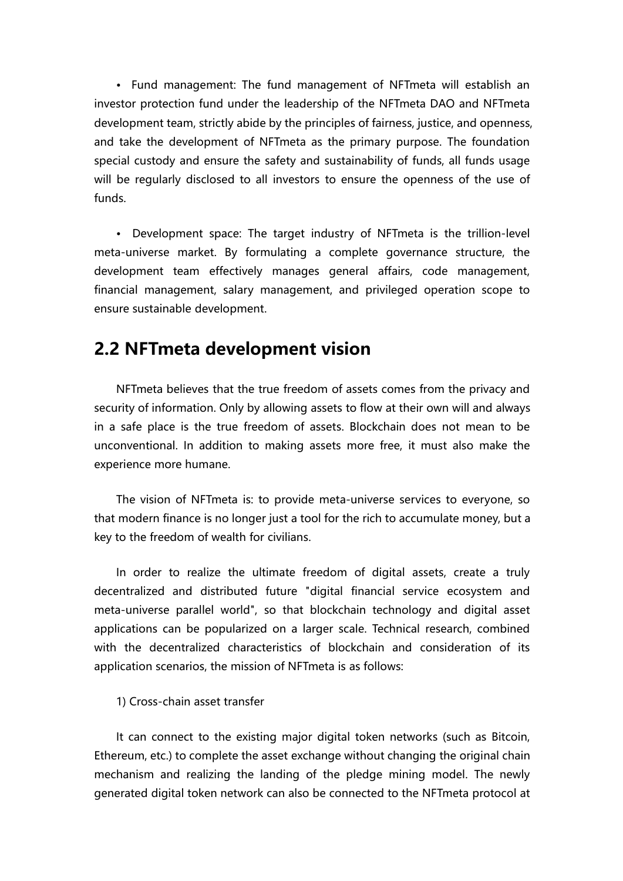- Fund management: The fund management of NFTmeta will establish an investor protection fund under the leadership of the NFTmeta DAO and NFTmeta development team, strictly abide by the principles of fairness, justice, and openness, and take the development of NFTmeta as the primary purpose. The foundation special custody and ensure the safety and sustainability of funds, all funds usage will be regularly disclosed to all investors to ensure the openness of the use of funds.

- Development space: The target industry of NFTmeta is the trillion-level meta-universe market. By formulating a complete governance structure, the development team effectively manages general affairs, code management, financial management, salary management, and privileged operation scope to ensure sustainable development.

## 2.2 NFTmeta development vision

NFTmeta believes that the true freedom of assets comes from the privacy and security of information. Only by allowing assets to flow at their own will and always in a safe place is the true freedom of assets. Blockchain does not mean to be unconventional. In addition to making assets more free, it must also make the experience more humane.

The vision of NFTmeta is: to provide meta-universe services to everyone, so that modern finance is no longer just a tool for the rich to accumulate money, but a key to the freedom of wealth for civilians.

In order to realize the ultimate freedom of digital assets, create a truly decentralized and distributed future "digital financial service ecosystem and meta-universe parallel world", so that blockchain technology and digital asset applications can be popularized on a larger scale. Technical research, combined with the decentralized characteristics of blockchain and consideration of its application scenarios, the mission of NFTmeta is as follows:

1) Cross-chain asset transfer

It can connect to the existing major digital token networks (such as Bitcoin, Ethereum, etc.) to complete the asset exchange without changing the original chain mechanism and realizing the landing of the pledge mining model. The newly generated digital token network can also be connected to the NFTmeta protocol at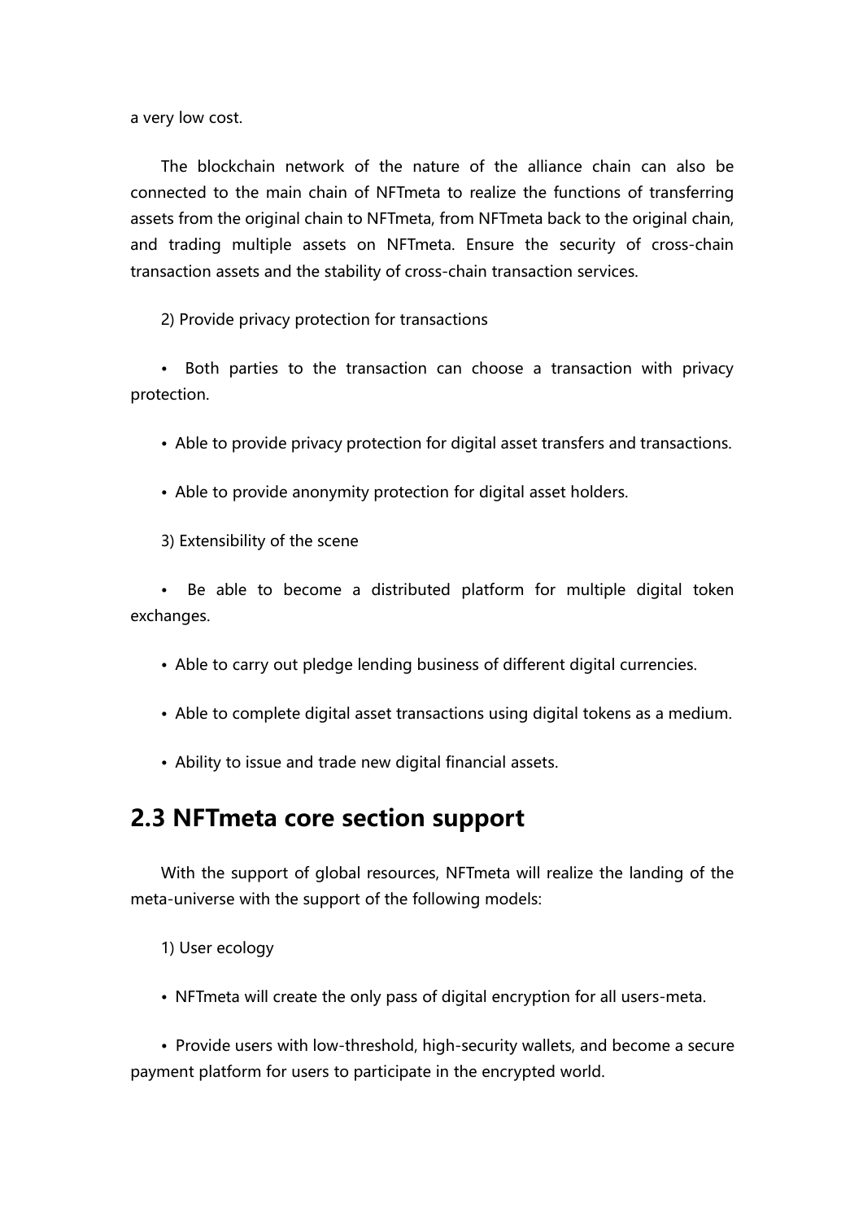a very low cost.

The blockchain network of the nature of the alliance chain can also be connected to the main chain of NFTmeta to realize the functions of transferring assets from the original chain to NFTmeta, from NFTmeta back to the original chain, and trading multiple assets on NFTmeta. Ensure the security of cross-chain transaction assets and the stability of cross-chain transaction services.

2) Provide privacy protection for transactions

- Both parties to the transaction can choose a transaction with privacy protection.
- Able to provide privacy protection for digital asset transfers and transactions.
- Able to provide anonymity protection for digital asset holders.

3) Extensibility of the scene

- Be able to become a distributed platform for multiple digital token exchanges.
- Able to carry out pledge lending business of different digital currencies.
- Able to complete digital asset transactions using digital tokens as a medium.
- Ability to issue and trade new digital financial assets.

## 2.3 NFTmeta core section support

With the support of global resources, NFTmeta will realize the landing of the meta-universe with the support of the following models:

1) User ecology

- NFTmeta will create the only pass of digital encryption for all users-meta.
- Provide users with low-threshold, high-security wallets, and become a secure payment platform for users to participate in the encrypted world.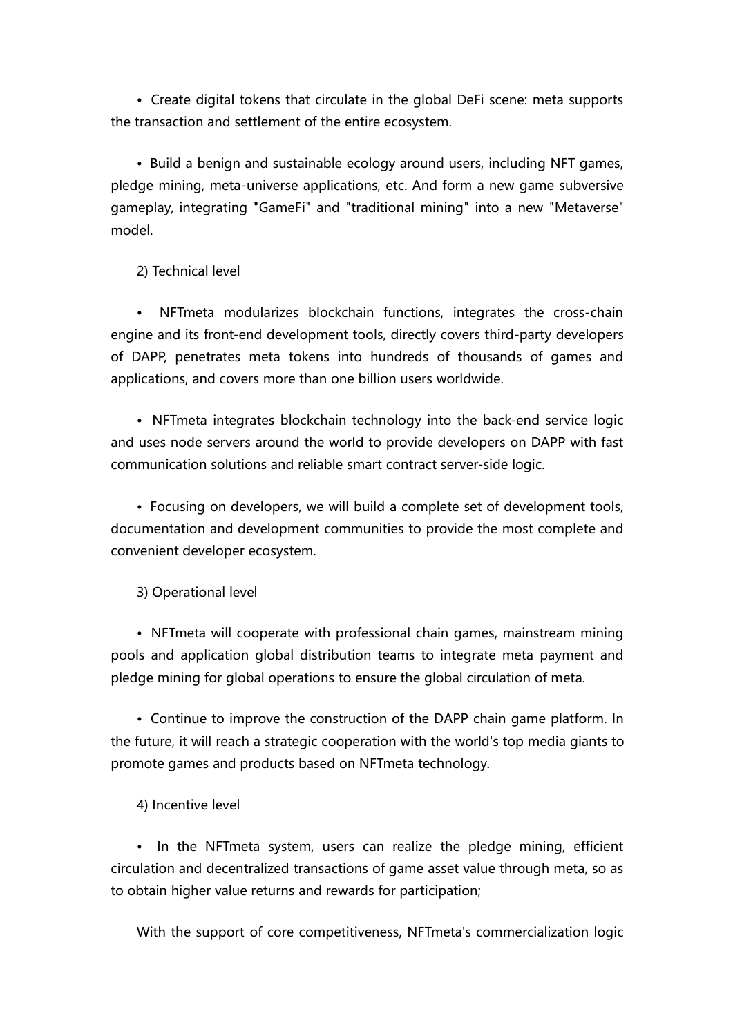- Create digital tokens that circulate in the global DeFi scene: meta supports the transaction and settlement of the entire ecosystem.

- Build a benign and sustainable ecology around users, including NFT games, pledge mining, meta-universe applications, etc. And form a new game subversive gameplay, integrating "GameFi" and "traditional mining" into a new "Metaverse" model.

2) Technical level

- NFTmeta modularizes blockchain functions, integrates the cross-chain engine and its front-end development tools, directly covers third-party developers of DAPP, penetrates meta tokens into hundreds of thousands of games and applications, and covers more than one billion users worldwide.

- NFTmeta integrates blockchain technology into the back-end service logic and uses node servers around the world to provide developers on DAPP with fast communication solutions and reliable smart contract server-side logic.

- Focusing on developers, we will build a complete set of development tools, documentation and development communities to provide the most complete and convenient developer ecosystem.

3) Operational level

- NFTmeta will cooperate with professional chain games, mainstream mining pools and application global distribution teams to integrate meta payment and pledge mining for global operations to ensure the global circulation of meta.

- Continue to improve the construction of the DAPP chain game platform. In the future, it will reach a strategic cooperation with the world's top media giants to promote games and products based on NFTmeta technology.

4) Incentive level

- In the NFTmeta system, users can realize the pledge mining, efficient circulation and decentralized transactions of game asset value through meta, so as to obtain higher value returns and rewards for participation;

With the support of core competitiveness, NFTmeta's commercialization logic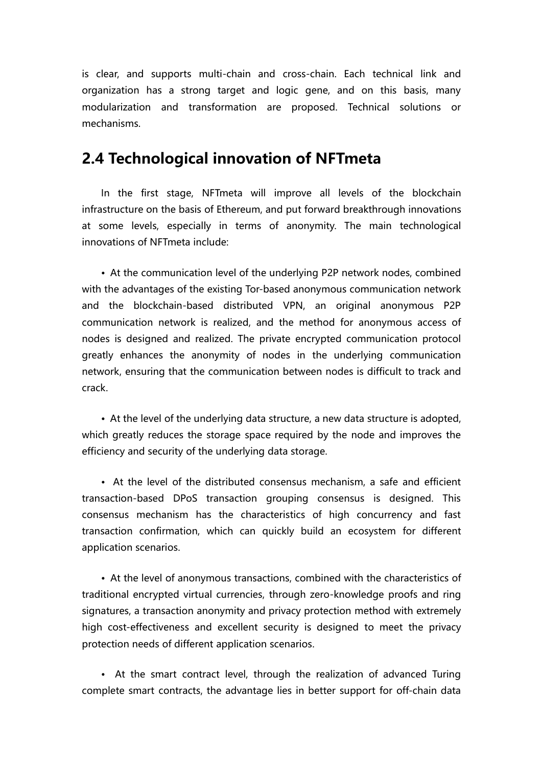is clear, and supports multi-chain and cross-chain. Each technical link and organization has a strong target and logic gene, and on this basis, many modularization and transformation are proposed. Technical solutions or mechanisms.

## 2.4 Technological innovation of NFTmeta

In the first stage, NFTmeta will improve all levels of the blockchain infrastructure on the basis of Ethereum, and put forward breakthrough innovations at some levels, especially in terms of anonymity. The main technological innovations of NFTmeta include:

- At the communication level of the underlying P2P network nodes, combined with the advantages of the existing Tor-based anonymous communication network and the blockchain-based distributed VPN, an original anonymous P2P communication network is realized, and the method for anonymous access of nodes is designed and realized. The private encrypted communication protocol greatly enhances the anonymity of nodes in the underlying communication network, ensuring that the communication between nodes is difficult to track and crack.

- At the level of the underlying data structure, a new data structure is adopted, which greatly reduces the storage space required by the node and improves the efficiency and security of the underlying data storage.

- At the level of the distributed consensus mechanism, a safe and efficient transaction-based DPoS transaction grouping consensus is designed. This consensus mechanism has the characteristics of high concurrency and fast transaction confirmation, which can quickly build an ecosystem for different application scenarios.

- At the level of anonymous transactions, combined with the characteristics of traditional encrypted virtual currencies, through zero-knowledge proofs and ring signatures, a transaction anonymity and privacy protection method with extremely high cost-effectiveness and excellent security is designed to meet the privacy protection needs of different application scenarios.

- At the smart contract level, through the realization of advanced Turing complete smart contracts, the advantage lies in better support for off-chain data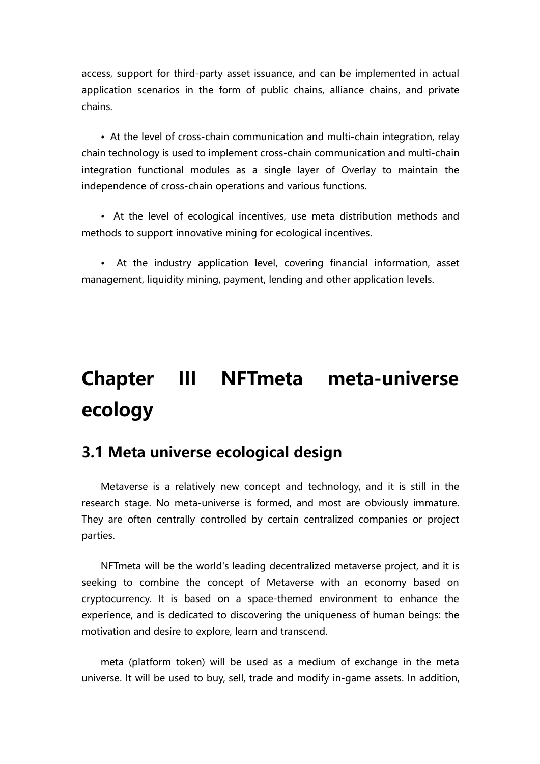access, support for third-party asset issuance, and can be implemented in actual application scenarios in the form of public chains, alliance chains, and private chains.

- At the level of cross-chain communication and multi-chain integration, relay chain technology is used to implement cross-chain communication and multi-chain integration functional modules as a single layer of Overlay to maintain the independence of cross-chain operations and various functions.

- At the level of ecological incentives, use meta distribution methods and methods to support innovative mining for ecological incentives.

- At the industry application level, covering financial information, asset management, liquidity mining, payment, lending and other application levels.

# Chapter III NFTmeta meta-universe ecology

## 3.1 Meta universe ecological design

Metaverse is a relatively new concept and technology, and it is still in the research stage. No meta-universe is formed, and most are obviously immature. They are often centrally controlled by certain centralized companies or project parties.

NFTmeta will be the world's leading decentralized metaverse project, and it is seeking to combine the concept of Metaverse with an economy based on cryptocurrency. It is based on a space-themed environment to enhance the experience, and is dedicated to discovering the uniqueness of human beings: the motivation and desire to explore, learn and transcend.

meta (platform token) will be used as a medium of exchange in the meta universe. It will be used to buy, sell, trade and modify in-game assets. In addition,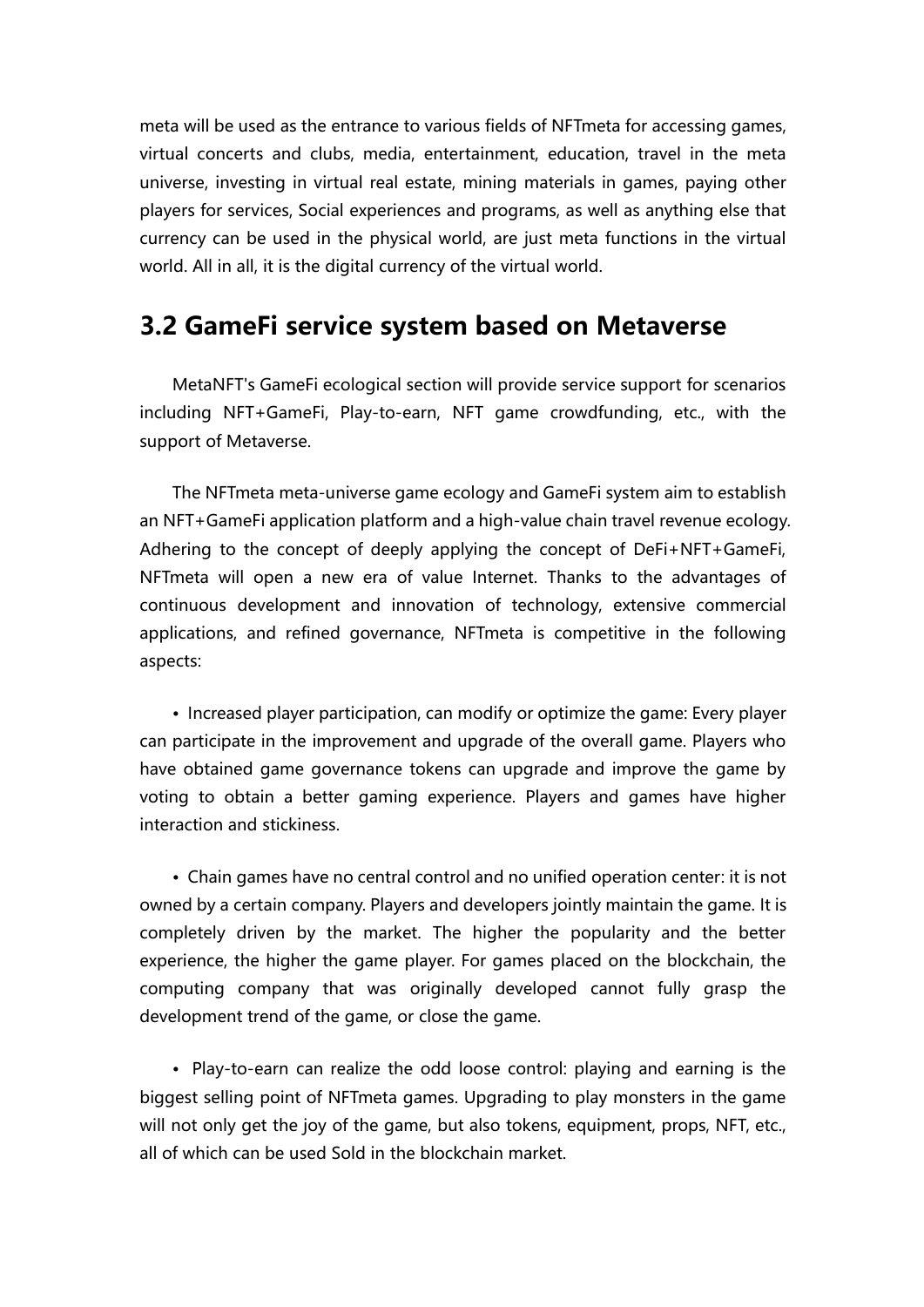meta will be used as the entrance to various fields of NFTmeta for accessing games, virtual concerts and clubs, media, entertainment, education, travel in the meta universe, investing in virtual real estate, mining materials in games, paying other players for services, Social experiences and programs, as well as anything else that currency can be used in the physical world, are just meta functions in the virtual world. All in all, it is the digital currency of the virtual world.

## 3.2 GameFi service system based on Metaverse

MetaNFT's GameFi ecological section will provide service support for scenarios including NFT+GameFi, Play-to-earn, NFT game crowdfunding, etc., with the support of Metaverse.

The NFTmeta meta-universe game ecology and GameFi system aim to establish an NFT+GameFi application platform and a high-value chain travel revenue ecology. Adhering to the concept of deeply applying the concept of DeFi+NFT+GameFi, NFTmeta will open a new era of value Internet. Thanks to the advantages of continuous development and innovation of technology, extensive commercial applications, and refined governance, NFTmeta is competitive in the following aspects:

- Increased player participation, can modify or optimize the game: Every player can participate in the improvement and upgrade of the overall game. Players who have obtained game governance tokens can upgrade and improve the game by voting to obtain a better gaming experience. Players and games have higher interaction and stickiness.

- Chain games have no central control and no unified operation center: it is not owned by a certain company. Players and developers jointly maintain the game. It is completely driven by the market. The higher the popularity and the better experience, the higher the game player. For games placed on the blockchain, the computing company that was originally developed cannot fully grasp the development trend of the game, or close the game.

- Play-to-earn can realize the odd loose control: playing and earning is the biggest selling point of NFTmeta games. Upgrading to play monsters in the game will not only get the joy of the game, but also tokens, equipment, props, NFT, etc., all of which can be used Sold in the blockchain market.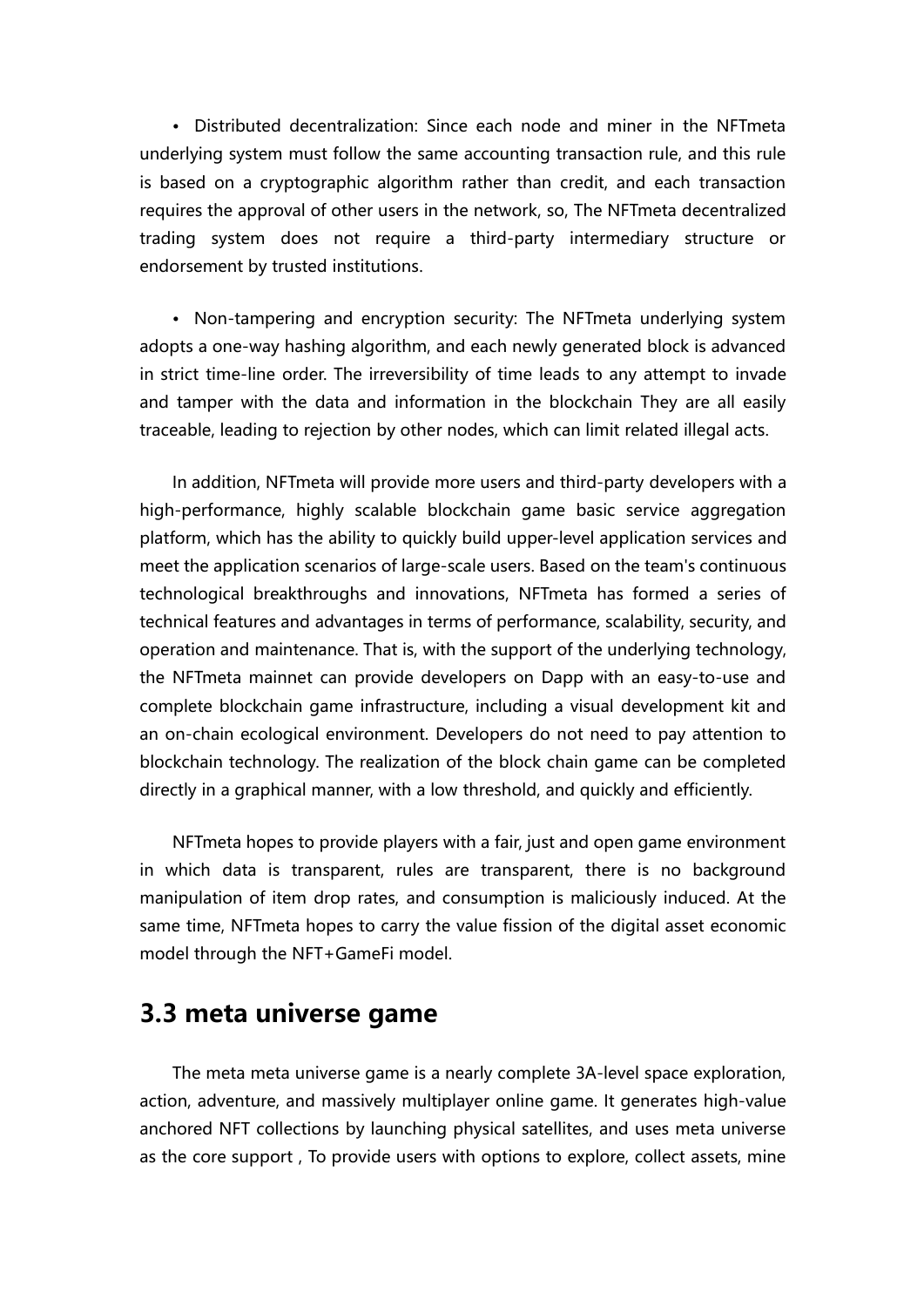• Distributed decentralization: Since each node and miner in the NFTmeta underlying system must follow the same accounting transaction rule, and this rule is based on a cryptographic algorithm rather than credit, and each transaction requires the approval of other users in the network, so, The NFTmeta decentralized trading system does not require a third-party intermediary structure or endorsement by trusted institutions.

• Non-tampering and encryption security: The NFTmeta underlying system adopts a one-way hashing algorithm, and each newly generated block is advanced in strict time-line order. The irreversibility of time leads to any attempt to invade and tamper with the data and information in the blockchain They are all easily traceable, leading to rejection by other nodes, which can limit related illegal acts.

In addition, NFTmeta will provide more users and third-party developers with a high-performance, highly scalable blockchain game basic service aggregation platform, which has the ability to quickly build upper-level application services and meet the application scenarios of large-scale users. Based on the team's continuous technological breakthroughs and innovations, NFTmeta has formed a series of technical features and advantages in terms of performance, scalability, security, and operation and maintenance. That is, with the support of the underlying technology, the NFTmeta mainnet can provide developers on Dapp with an easy-to-use and complete blockchain game infrastructure, including a visual development kit and an on-chain ecological environment. Developers do not need to pay attention to blockchain technology. The realization of the block chain game can be completed directly in a graphical manner, with a low threshold, and quickly and efficiently.

NFTmeta hopes to provide players with a fair, just and open game environment in which data is transparent, rules are transparent, there is no background manipulation of item drop rates, and consumption is maliciously induced. At the same time, NFTmeta hopes to carry the value fission of the digital asset economic model through the NFT+GameFi model.

## 3.3 meta universe game

The meta meta universe game is a nearly complete 3A-level space exploration, action, adventure, and massively multiplayer online game. It generates high-value anchored NFT collections by launching physical satellites, and uses meta universe as the core support , To provide users with options to explore, collect assets, mine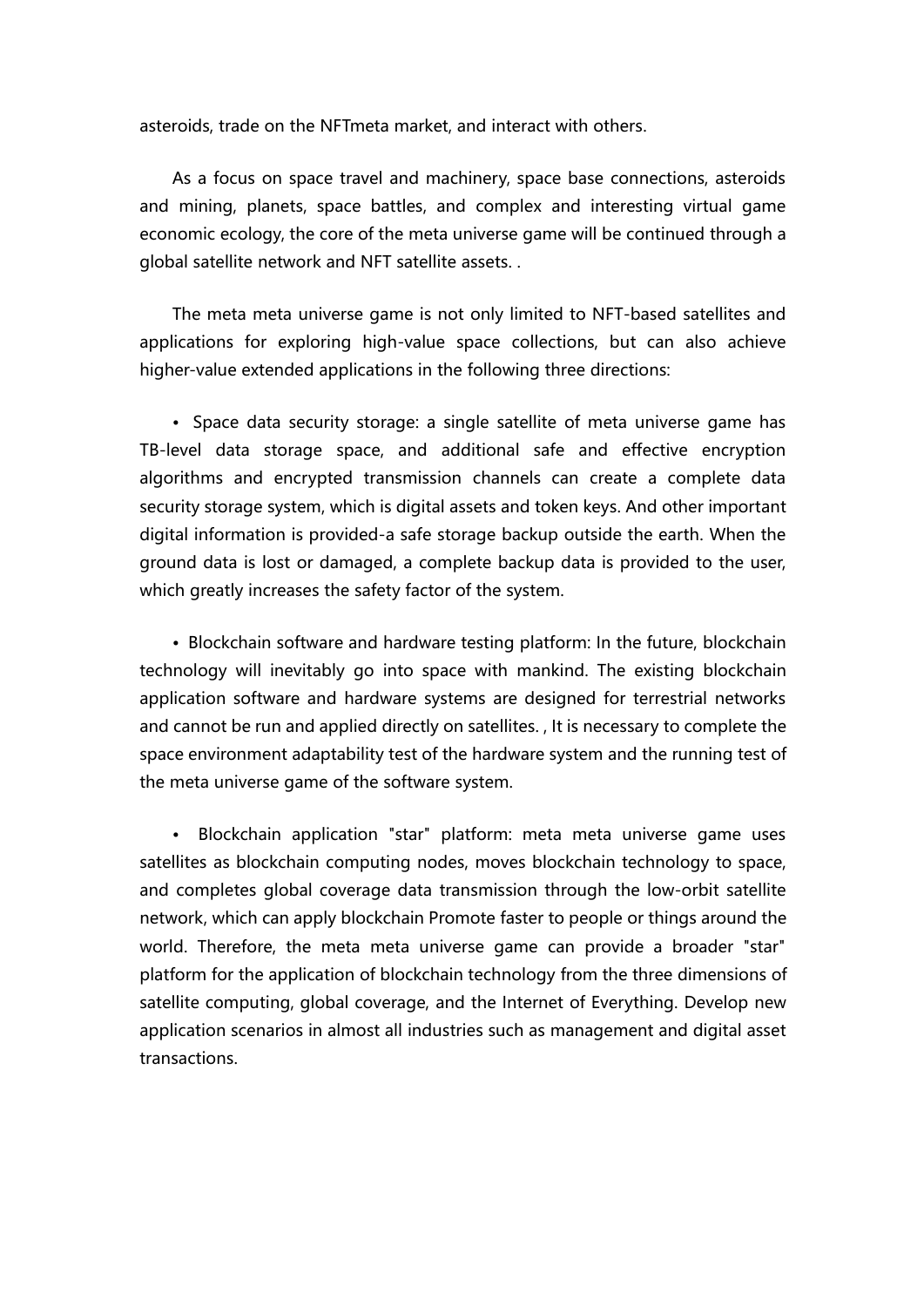asteroids, trade on the NFTmeta market, and interact with others.

As a focus on space travel and machinery, space base connections, asteroids and mining, planets, space battles, and complex and interesting virtual game economic ecology, the core of the meta universe game will be continued through a global satellite network and NFT satellite assets. .

The meta meta universe game is not only limited to NFT-based satellites and applications for exploring high-value space collections, but can also achieve higher-value extended applications in the following three directions:

• Space data security storage: a single satellite of meta universe game has TB-level data storage space, and additional safe and effective encryption algorithms and encrypted transmission channels can create a complete data security storage system, which is digital assets and token keys. And other important digital information is provided-a safe storage backup outside the earth. When the ground data is lost or damaged, a complete backup data is provided to the user, which greatly increases the safety factor of the system.

• Blockchain software and hardware testing platform: In the future, blockchain technology will inevitably go into space with mankind. The existing blockchain application software and hardware systems are designed for terrestrial networks and cannot be run and applied directly on satellites. , It is necessary to complete the space environment adaptability test of the hardware system and the running test of the meta universe game of the software system.

• Blockchain application "star" platform: meta meta universe game uses satellites as blockchain computing nodes, moves blockchain technology to space, and completes global coverage data transmission through the low-orbit satellite network, which can apply blockchain Promote faster to people or things around the world. Therefore, the meta meta universe game can provide a broader "star" platform for the application of blockchain technology from the three dimensions of satellite computing, global coverage, and the Internet of Everything. Develop new application scenarios in almost all industries such as management and digital asset transactions.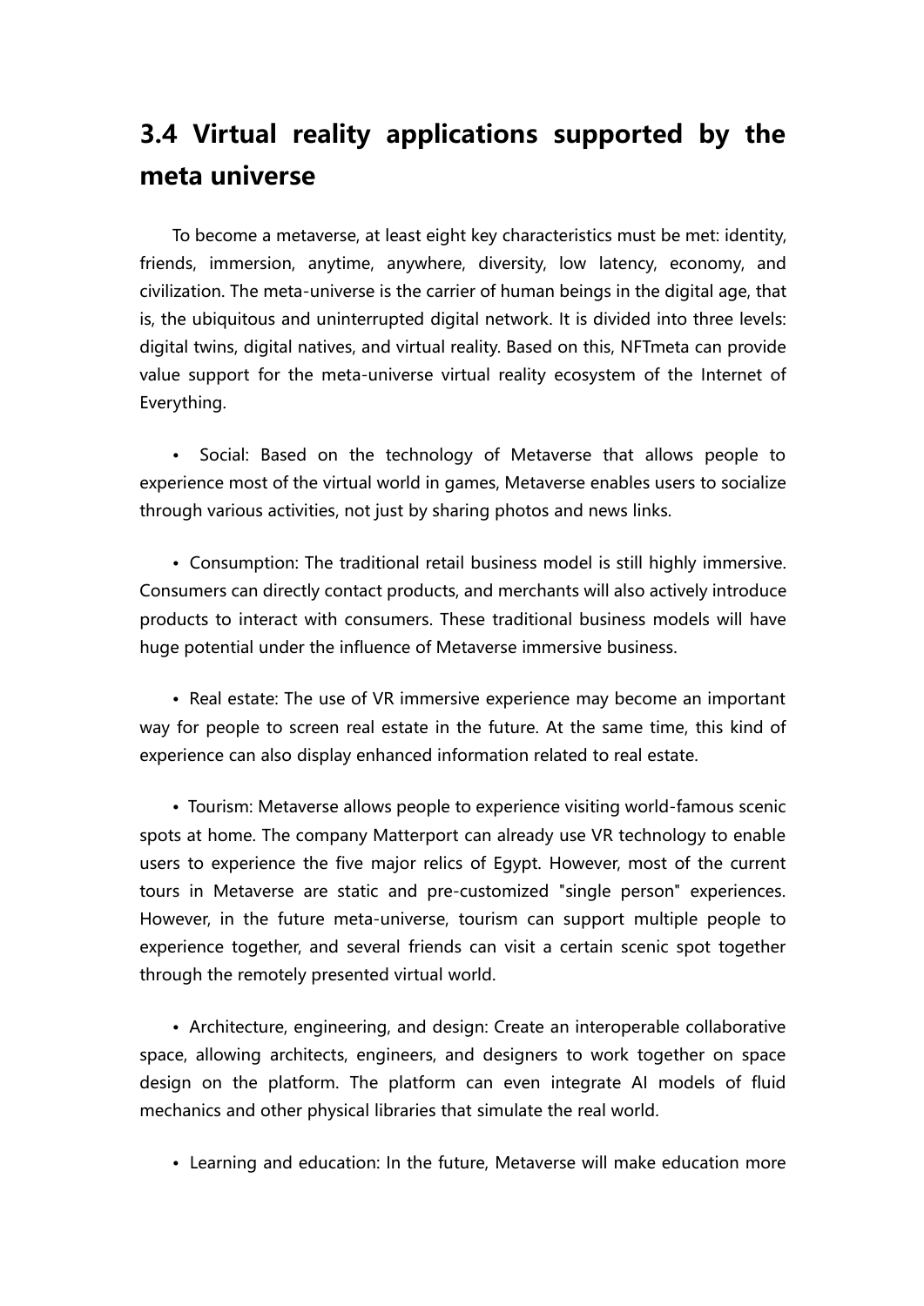## 3.4 Virtual reality applications supported by the meta universe

To become a metaverse, at least eight key characteristics must be met: identity, friends, immersion, anytime, anywhere, diversity, low latency, economy, and civilization. The meta-universe is the carrier of human beings in the digital age, that is, the ubiquitous and uninterrupted digital network. It is divided into three levels: digital twins, digital natives, and virtual reality. Based on this, NFTmeta can provide value support for the meta-universe virtual reality ecosystem of the Internet of Everything.

- Social: Based on the technology of Metaverse that allows people to experience most of the virtual world in games, Metaverse enables users to socialize through various activities, not just by sharing photos and news links.

- Consumption: The traditional retail business model is still highly immersive. Consumers can directly contact products, and merchants will also actively introduce products to interact with consumers. These traditional business models will have huge potential under the influence of Metaverse immersive business.

- Real estate: The use of VR immersive experience may become an important way for people to screen real estate in the future. At the same time, this kind of experience can also display enhanced information related to real estate.

- Tourism: Metaverse allows people to experience visiting world-famous scenic spots at home. The company Matterport can already use VR technology to enable users to experience the five major relics of Egypt. However, most of the current tours in Metaverse are static and pre-customized "single person" experiences. However, in the future meta-universe, tourism can support multiple people to experience together, and several friends can visit a certain scenic spot together through the remotely presented virtual world.

- Architecture, engineering, and design: Create an interoperable collaborative space, allowing architects, engineers, and designers to work together on space design on the platform. The platform can even integrate AI models of fluid mechanics and other physical libraries that simulate the real world.

- Learning and education: In the future, Metaverse will make education more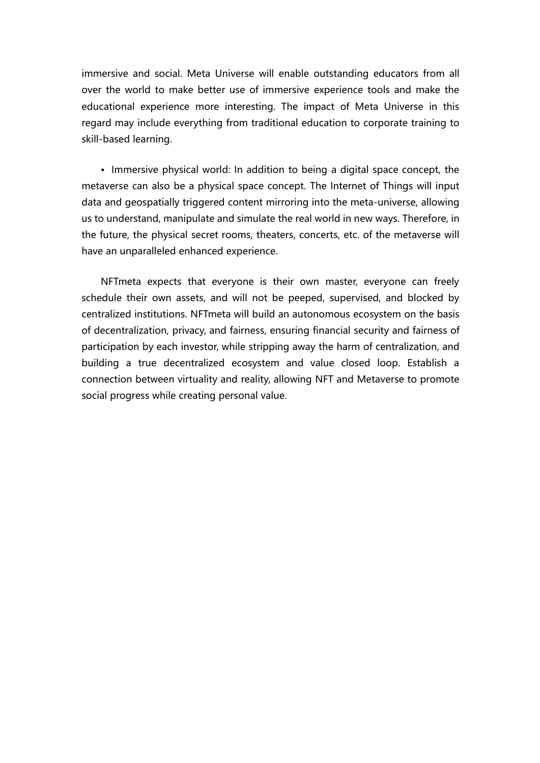immersive and social. Meta Universe will enable outstanding educators from all over the world to make better use of immersive experience tools and make the educational experience more interesting. The impact of Meta Universe in this regard may include everything from traditional education to corporate training to skill-based learning.

- Immersive physical world: In addition to being a digital space concept, the metaverse can also be a physical space concept. The Internet of Things will input data and geospatially triggered content mirroring into the meta-universe, allowing us to understand, manipulate and simulate the real world in new ways. Therefore, in the future, the physical secret rooms, theaters, concerts, etc. of the metaverse will have an unparalleled enhanced experience.

NFTmeta expects that everyone is their own master, everyone can freely schedule their own assets, and will not be peeped, supervised, and blocked by centralized institutions. NFTmeta will build an autonomous ecosystem on the basis of decentralization, privacy, and fairness, ensuring financial security and fairness of participation by each investor, while stripping away the harm of centralization, and building a true decentralized ecosystem and value closed loop. Establish a connection between virtuality and reality, allowing NFT and Metaverse to promote social progress while creating personal value.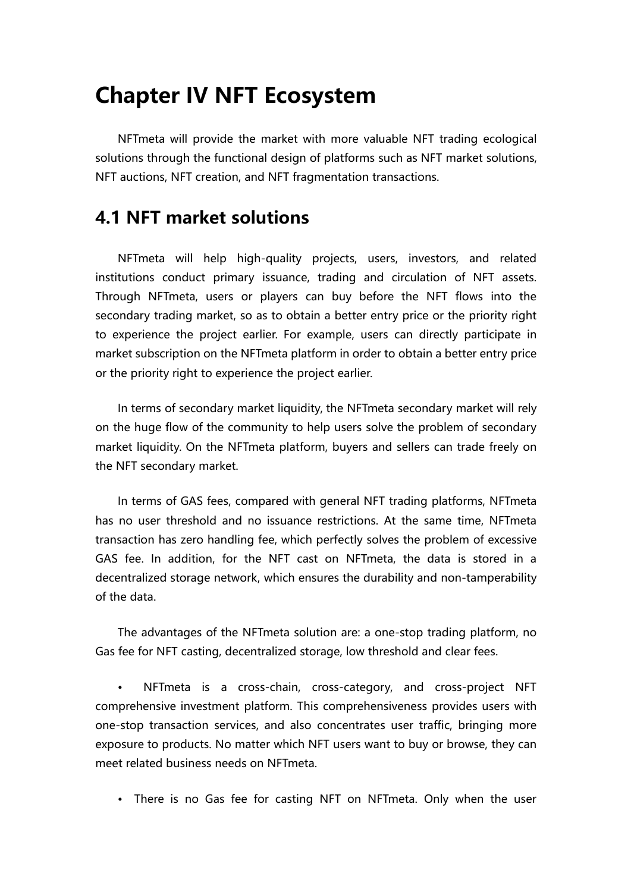# Chapter IV NFT Ecosystem

NFTmeta will provide the market with more valuable NFT trading ecological solutions through the functional design of platforms such as NFT market solutions, NFT auctions, NFT creation, and NFT fragmentation transactions.

## 4.1 NFT market solutions

NFTmeta will help high-quality projects, users, investors, and related institutions conduct primary issuance, trading and circulation of NFT assets. Through NFTmeta, users or players can buy before the NFT flows into the secondary trading market, so as to obtain a better entry price or the priority right to experience the project earlier. For example, users can directly participate in market subscription on the NFTmeta platform in order to obtain a better entry price or the priority right to experience the project earlier.

In terms of secondary market liquidity, the NFTmeta secondary market will rely on the huge flow of the community to help users solve the problem of secondary market liquidity. On the NFTmeta platform, buyers and sellers can trade freely on the NFT secondary market.

In terms of GAS fees, compared with general NFT trading platforms, NFTmeta has no user threshold and no issuance restrictions. At the same time, NFTmeta transaction has zero handling fee, which perfectly solves the problem of excessive GAS fee. In addition, for the NFT cast on NFTmeta, the data is stored in a decentralized storage network, which ensures the durability and non-tamperability of the data.

The advantages of the NFTmeta solution are: a one-stop trading platform, no Gas fee for NFT casting, decentralized storage, low threshold and clear fees.

- NFTmeta is a cross-chain, cross-category, and cross-project NFT comprehensive investment platform. This comprehensiveness provides users with one-stop transaction services, and also concentrates user traffic, bringing more exposure to products. No matter which NFT users want to buy or browse, they can meet related business needs on NFTmeta.

- There is no Gas fee for casting NFT on NFTmeta. Only when the user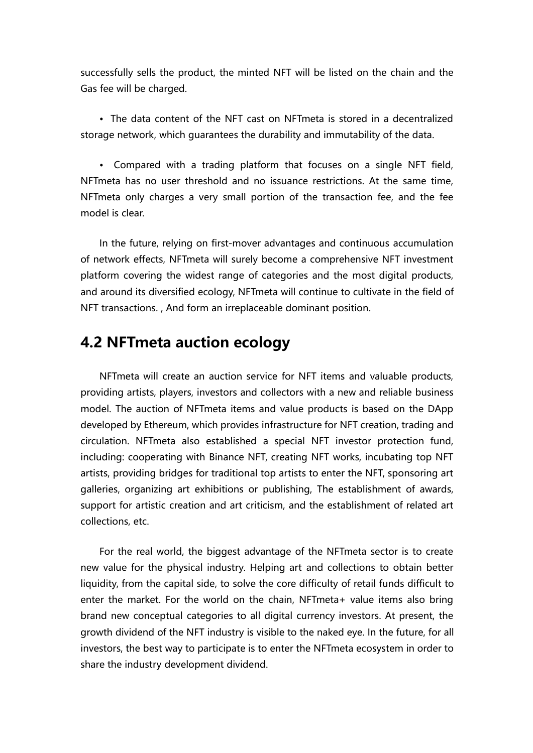successfully sells the product, the minted NFT will be listed on the chain and the Gas fee will be charged.

- The data content of the NFT cast on NFTmeta is stored in a decentralized storage network, which guarantees the durability and immutability of the data.

- Compared with a trading platform that focuses on a single NFT field, NFTmeta has no user threshold and no issuance restrictions. At the same time, NFTmeta only charges a very small portion of the transaction fee, and the fee model is clear.

In the future, relying on first-mover advantages and continuous accumulation of network effects, NFTmeta will surely become a comprehensive NFT investment platform covering the widest range of categories and the most digital products, and around its diversified ecology, NFTmeta will continue to cultivate in the field of NFT transactions. , And form an irreplaceable dominant position.

## 4.2 NFTmeta auction ecology

NFTmeta will create an auction service for NFT items and valuable products, providing artists, players, investors and collectors with a new and reliable business model. The auction of NFTmeta items and value products is based on the DApp developed by Ethereum, which provides infrastructure for NFT creation, trading and circulation. NFTmeta also established a special NFT investor protection fund, including: cooperating with Binance NFT, creating NFT works, incubating top NFT artists, providing bridges for traditional top artists to enter the NFT, sponsoring art galleries, organizing art exhibitions or publishing, The establishment of awards, support for artistic creation and art criticism, and the establishment of related art collections, etc.

For the real world, the biggest advantage of the NFTmeta sector is to create new value for the physical industry. Helping art and collections to obtain better liquidity, from the capital side, to solve the core difficulty of retail funds difficult to enter the market. For the world on the chain, NFTmeta+ value items also bring brand new conceptual categories to all digital currency investors. At present, the growth dividend of the NFT industry is visible to the naked eye. In the future, for all investors, the best way to participate is to enter the NFTmeta ecosystem in order to share the industry development dividend.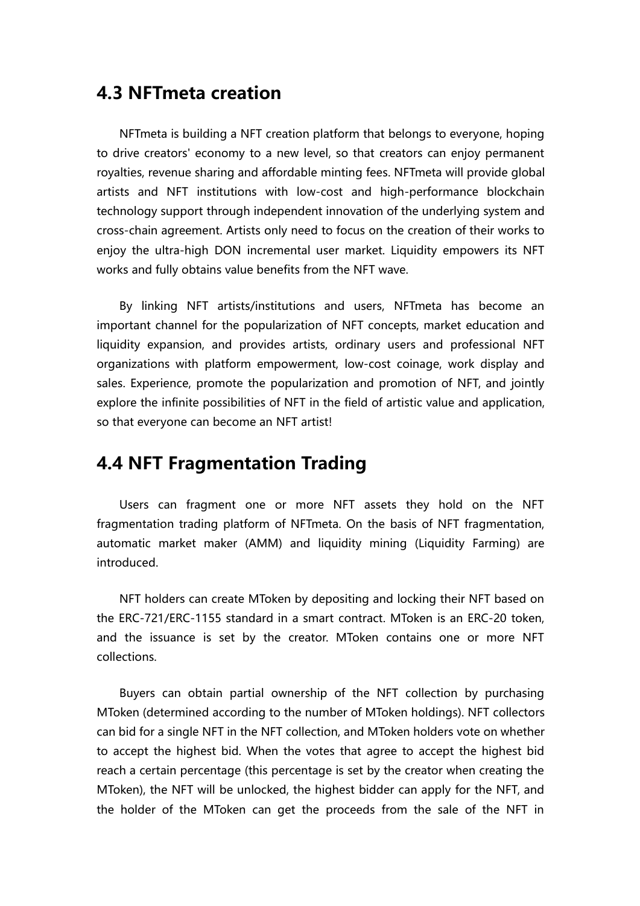## 4.3 NFTmeta creation

NFTmeta is building a NFT creation platform that belongs to everyone, hoping to drive creators' economy to a new level, so that creators can enjoy permanent royalties, revenue sharing and affordable minting fees. NFTmeta will provide global artists and NFT institutions with low-cost and high-performance blockchain technology support through independent innovation of the underlying system and cross-chain agreement. Artists only need to focus on the creation of their works to enjoy the ultra-high DON incremental user market. Liquidity empowers its NFT works and fully obtains value benefits from the NFT wave.

By linking NFT artists/institutions and users, NFTmeta has become an important channel for the popularization of NFT concepts, market education and liquidity expansion, and provides artists, ordinary users and professional NFT organizations with platform empowerment, low-cost coinage, work display and sales. Experience, promote the popularization and promotion of NFT, and jointly explore the infinite possibilities of NFT in the field of artistic value and application, so that everyone can become an NFT artist!

## 4.4 NFT Fragmentation Trading

Users can fragment one or more NFT assets they hold on the NFT fragmentation trading platform of NFTmeta. On the basis of NFT fragmentation, automatic market maker (AMM) and liquidity mining (Liquidity Farming) are introduced.

NFT holders can create MToken by depositing and locking their NFT based on the ERC-721/ERC-1155 standard in a smart contract. MToken is an ERC-20 token, and the issuance is set by the creator. MToken contains one or more NFT collections.

Buyers can obtain partial ownership of the NFT collection by purchasing MToken (determined according to the number of MToken holdings). NFT collectors can bid for a single NFT in the NFT collection, and MToken holders vote on whether to accept the highest bid. When the votes that agree to accept the highest bid reach a certain percentage (this percentage is set by the creator when creating the MToken), the NFT will be unlocked, the highest bidder can apply for the NFT, and the holder of the MToken can get the proceeds from the sale of the NFT in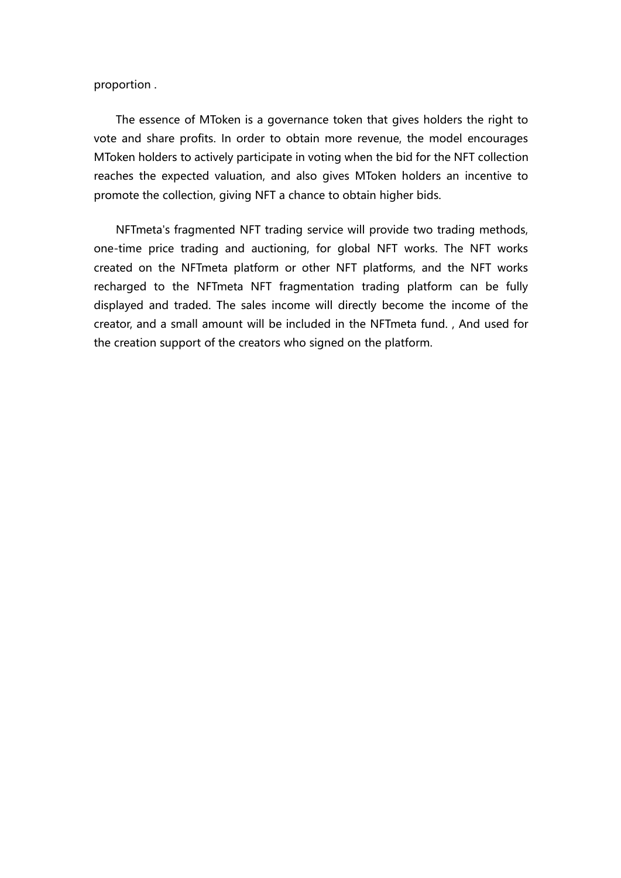proportion .

The essence of MToken is a governance token that gives holders the right to vote and share profits. In order to obtain more revenue, the model encourages MToken holders to actively participate in voting when the bid for the NFT collection reaches the expected valuation, and also gives MToken holders an incentive to promote the collection, giving NFT a chance to obtain higher bids.

NFTmeta's fragmented NFT trading service will provide two trading methods, one-time price trading and auctioning, for global NFT works. The NFT works created on the NFTmeta platform or other NFT platforms, and the NFT works recharged to the NFTmeta NFT fragmentation trading platform can be fully displayed and traded. The sales income will directly become the income of the creator, and a small amount will be included in the NFTmeta fund. , And used for the creation support of the creators who signed on the platform.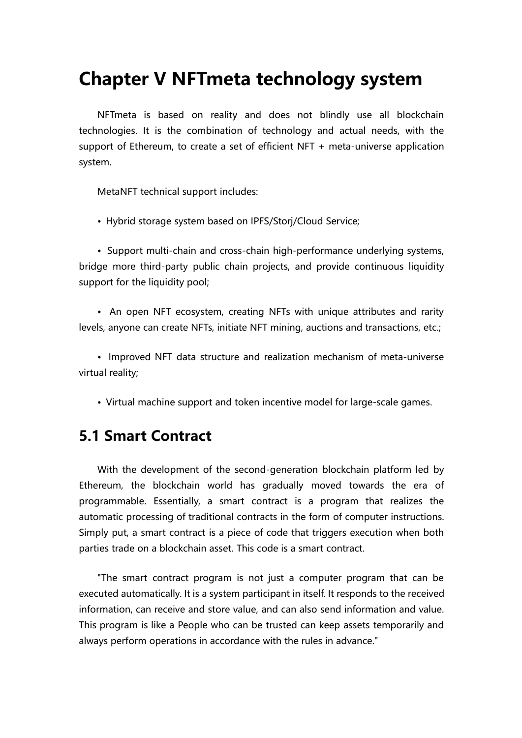# Chapter V NFTmeta technology system

NFTmeta is based on reality and does not blindly use all blockchain technologies. It is the combination of technology and actual needs, with the support of Ethereum, to create a set of efficient NFT + meta-universe application system.

MetaNFT technical support includes:

• Hybrid storage system based on IPFS/Storj/Cloud Service;

• Support multi-chain and cross-chain high-performance underlying systems, bridge more third-party public chain projects, and provide continuous liquidity support for the liquidity pool;

• An open NFT ecosystem, creating NFTs with unique attributes and rarity levels, anyone can create NFTs, initiate NFT mining, auctions and transactions, etc.;

• Improved NFT data structure and realization mechanism of meta-universe virtual reality;

• Virtual machine support and token incentive model for large-scale games.

## 5.1 Smart Contract

With the development of the second-generation blockchain platform led by Ethereum, the blockchain world has gradually moved towards the era of programmable. Essentially, a smart contract is a program that realizes the automatic processing of traditional contracts in the form of computer instructions. Simply put, a smart contract is a piece of code that triggers execution when both parties trade on a blockchain asset. This code is a smart contract.

"The smart contract program is not just a computer program that can be executed automatically. It is a system participant in itself. It responds to the received information, can receive and store value, and can also send information and value. This program is like a People who can be trusted can keep assets temporarily and always perform operations in accordance with the rules in advance."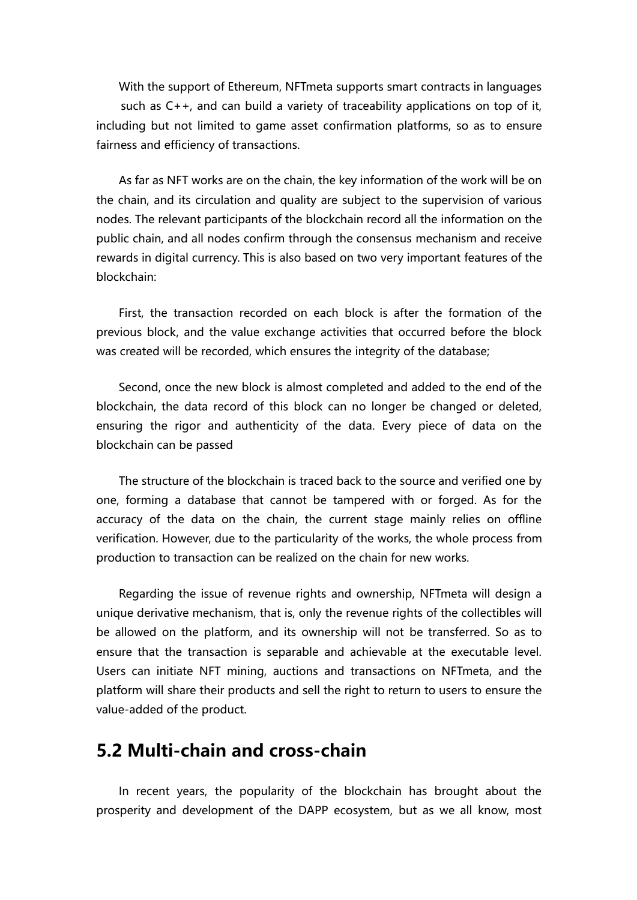With the support of Ethereum, NFTmeta supports smart contracts in languages such as C++, and can build a variety of traceability applications on top of it, including but not limited to game asset confirmation platforms, so as to ensure fairness and efficiency of transactions.

As far as NFT works are on the chain, the key information of the work will be on the chain, and its circulation and quality are subject to the supervision of various nodes. The relevant participants of the blockchain record all the information on the public chain, and all nodes confirm through the consensus mechanism and receive rewards in digital currency. This is also based on two very important features of the blockchain:

First, the transaction recorded on each block is after the formation of the previous block, and the value exchange activities that occurred before the block was created will be recorded, which ensures the integrity of the database;

Second, once the new block is almost completed and added to the end of the blockchain, the data record of this block can no longer be changed or deleted, ensuring the rigor and authenticity of the data. Every piece of data on the blockchain can be passed

The structure of the blockchain is traced back to the source and verified one by one, forming a database that cannot be tampered with or forged. As for the accuracy of the data on the chain, the current stage mainly relies on offline verification. However, due to the particularity of the works, the whole process from production to transaction can be realized on the chain for new works.

Regarding the issue of revenue rights and ownership, NFTmeta will design a unique derivative mechanism, that is, only the revenue rights of the collectibles will be allowed on the platform, and its ownership will not be transferred. So as to ensure that the transaction is separable and achievable at the executable level. Users can initiate NFT mining, auctions and transactions on NFTmeta, and the platform will share their products and sell the right to return to users to ensure the value-added of the product.

## 5.2 Multi-chain and cross-chain

In recent years, the popularity of the blockchain has brought about the prosperity and development of the DAPP ecosystem, but as we all know, most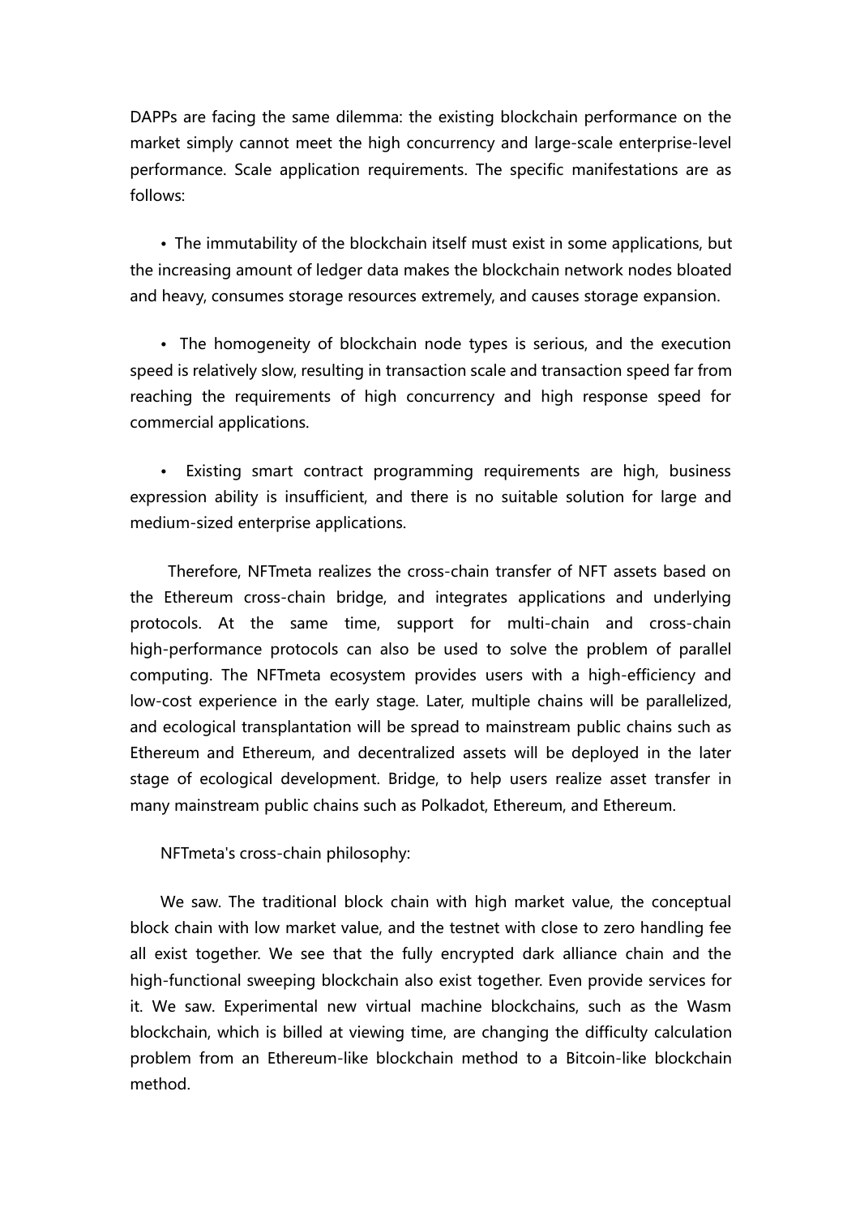DAPPs are facing the same dilemma: the existing blockchain performance on the market simply cannot meet the high concurrency and large-scale enterprise-level performance. Scale application requirements. The specific manifestations are as follows:

- The immutability of the blockchain itself must exist in some applications, but the increasing amount of ledger data makes the blockchain network nodes bloated and heavy, consumes storage resources extremely, and causes storage expansion.

- The homogeneity of blockchain node types is serious, and the execution speed is relatively slow, resulting in transaction scale and transaction speed far from reaching the requirements of high concurrency and high response speed for commercial applications.

- Existing smart contract programming requirements are high, business expression ability is insufficient, and there is no suitable solution for large and medium-sized enterprise applications.

Therefore, NFTmeta realizes the cross-chain transfer of NFT assets based on the Ethereum cross-chain bridge, and integrates applications and underlying protocols. At the same time, support for multi-chain and cross-chain high-performance protocols can also be used to solve the problem of parallel computing. The NFTmeta ecosystem provides users with a high-efficiency and low-cost experience in the early stage. Later, multiple chains will be parallelized, and ecological transplantation will be spread to mainstream public chains such as Ethereum and Ethereum, and decentralized assets will be deployed in the later stage of ecological development. Bridge, to help users realize asset transfer in many mainstream public chains such as Polkadot, Ethereum, and Ethereum.

NFTmeta's cross-chain philosophy:

We saw. The traditional block chain with high market value, the conceptual block chain with low market value, and the testnet with close to zero handling fee all exist together. We see that the fully encrypted dark alliance chain and the high-functional sweeping blockchain also exist together. Even provide services for it. We saw. Experimental new virtual machine blockchains, such as the Wasm blockchain, which is billed at viewing time, are changing the difficulty calculation problem from an Ethereum-like blockchain method to a Bitcoin-like blockchain method.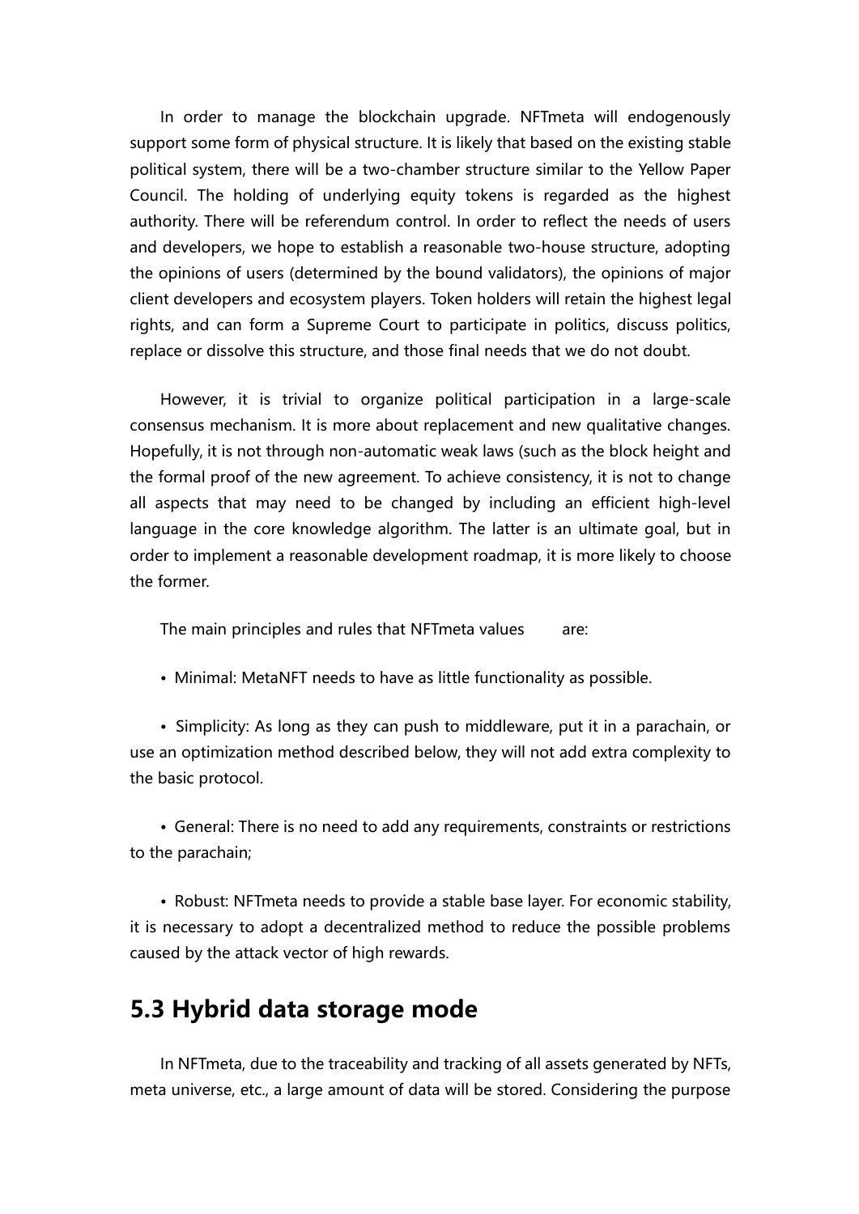In order to manage the blockchain upgrade. NFTmeta will endogenously support some form of physical structure. It is likely that based on the existing stable political system, there will be a two-chamber structure similar to the Yellow Paper Council. The holding of underlying equity tokens is regarded as the highest authority. There will be referendum control. In order to reflect the needs of users and developers, we hope to establish a reasonable two-house structure, adopting the opinions of users (determined by the bound validators), the opinions of major client developers and ecosystem players. Token holders will retain the highest legal rights, and can form a Supreme Court to participate in politics, discuss politics, replace or dissolve this structure, and those final needs that we do not doubt.

However, it is trivial to organize political participation in a large-scale consensus mechanism. It is more about replacement and new qualitative changes. Hopefully, it is not through non-automatic weak laws (such as the block height and the formal proof of the new agreement. To achieve consistency, it is not to change all aspects that may need to be changed by including an efficient high-level language in the core knowledge algorithm. The latter is an ultimate goal, but in order to implement a reasonable development roadmap, it is more likely to choose the former.

The main principles and rules that NFTmeta values are:

- Minimal: MetaNFT needs to have as little functionality as possible.

- Simplicity: As long as they can push to middleware, put it in a parachain, or use an optimization method described below, they will not add extra complexity to the basic protocol.

- General: There is no need to add any requirements, constraints or restrictions to the parachain;

- Robust: NFTmeta needs to provide a stable base layer. For economic stability, it is necessary to adopt a decentralized method to reduce the possible problems caused by the attack vector of high rewards.

## 5.3 Hybrid data storage mode

In NFTmeta, due to the traceability and tracking of all assets generated by NFTs, meta universe, etc., a large amount of data will be stored. Considering the purpose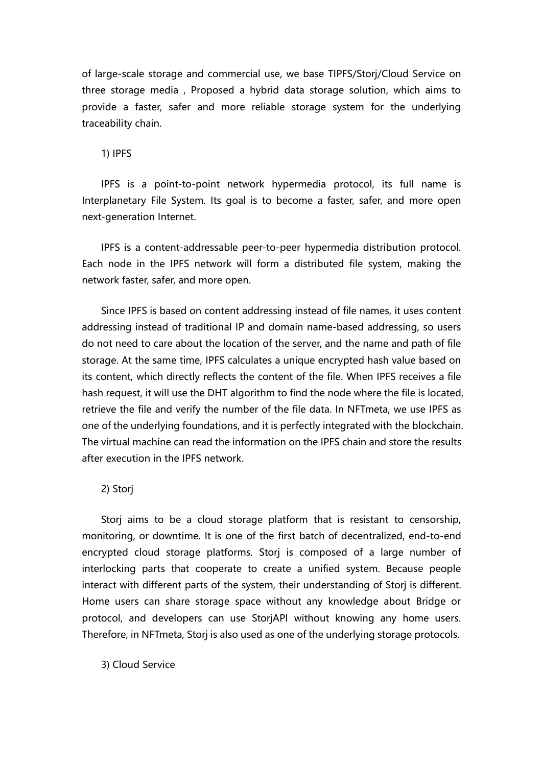of large-scale storage and commercial use, we base TIPFS/Storj/Cloud Service on three storage media , Proposed a hybrid data storage solution, which aims to provide a faster, safer and more reliable storage system for the underlying traceability chain.

1) IPFS

IPFS is a point-to-point network hypermedia protocol, its full name is Interplanetary File System. Its goal is to become a faster, safer, and more open next-generation Internet.

IPFS is a content-addressable peer-to-peer hypermedia distribution protocol. Each node in the IPFS network will form a distributed file system, making the network faster, safer, and more open.

Since IPFS is based on content addressing instead of file names, it uses content addressing instead of traditional IP and domain name-based addressing, so users do not need to care about the location of the server, and the name and path of file storage. At the same time, IPFS calculates a unique encrypted hash value based on its content, which directly reflects the content of the file. When IPFS receives a file hash request, it will use the DHT algorithm to find the node where the file is located, retrieve the file and verify the number of the file data. In NFTmeta, we use IPFS as one of the underlying foundations, and it is perfectly integrated with the blockchain. The virtual machine can read the information on the IPFS chain and store the results after execution in the IPFS network.

2) Storj

Storj aims to be a cloud storage platform that is resistant to censorship, monitoring, or downtime. It is one of the first batch of decentralized, end-to-end encrypted cloud storage platforms. Storj is composed of a large number of interlocking parts that cooperate to create a unified system. Because people interact with different parts of the system, their understanding of Storj is different. Home users can share storage space without any knowledge about Bridge or protocol, and developers can use StorjAPI without knowing any home users. Therefore, in NFTmeta, Storj is also used as one of the underlying storage protocols.

3) Cloud Service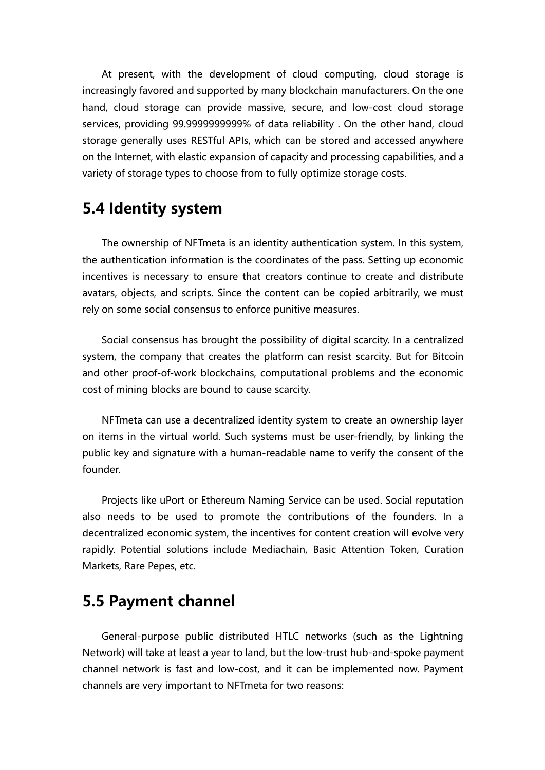At present, with the development of cloud computing, cloud storage is increasingly favored and supported by many blockchain manufacturers. On the one hand, cloud storage can provide massive, secure, and low-cost cloud storage services, providing 99.9999999999% of data reliability . On the other hand, cloud storage generally uses RESTful APIs, which can be stored and accessed anywhere on the Internet, with elastic expansion of capacity and processing capabilities, and a variety of storage types to choose from to fully optimize storage costs.

## 5.4 Identity system

The ownership of NFTmeta is an identity authentication system. In this system, the authentication information is the coordinates of the pass. Setting up economic incentives is necessary to ensure that creators continue to create and distribute avatars, objects, and scripts. Since the content can be copied arbitrarily, we must rely on some social consensus to enforce punitive measures.

Social consensus has brought the possibility of digital scarcity. In a centralized system, the company that creates the platform can resist scarcity. But for Bitcoin and other proof-of-work blockchains, computational problems and the economic cost of mining blocks are bound to cause scarcity.

NFTmeta can use a decentralized identity system to create an ownership layer on items in the virtual world. Such systems must be user-friendly, by linking the public key and signature with a human-readable name to verify the consent of the founder.

Projects like uPort or Ethereum Naming Service can be used. Social reputation also needs to be used to promote the contributions of the founders. In a decentralized economic system, the incentives for content creation will evolve very rapidly. Potential solutions include Mediachain, Basic Attention Token, Curation Markets, Rare Pepes, etc.

## 5.5 Payment channel

General-purpose public distributed HTLC networks (such as the Lightning Network) will take at least a year to land, but the low-trust hub-and-spoke payment channel network is fast and low-cost, and it can be implemented now. Payment channels are very important to NFTmeta for two reasons: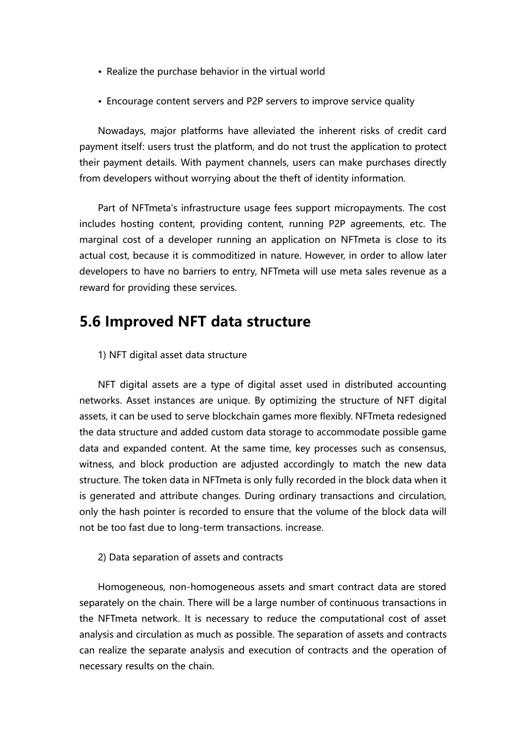- Realize the purchase behavior in the virtual world
- Encourage content servers and P2P servers to improve service quality

Nowadays, major platforms have alleviated the inherent risks of credit card payment itself: users trust the platform, and do not trust the application to protect their payment details. With payment channels, users can make purchases directly from developers without worrying about the theft of identity information.

Part of NFTmeta's infrastructure usage fees support micropayments. The cost includes hosting content, providing content, running P2P agreements, etc. The marginal cost of a developer running an application on NFTmeta is close to its actual cost, because it is commoditized in nature. However, in order to allow later developers to have no barriers to entry, NFTmeta will use meta sales revenue as a reward for providing these services.

## 5.6 Improved NFT data structure

1) NFT digital asset data structure

NFT digital assets are a type of digital asset used in distributed accounting networks. Asset instances are unique. By optimizing the structure of NFT digital assets, it can be used to serve blockchain games more flexibly. NFTmeta redesigned the data structure and added custom data storage to accommodate possible game data and expanded content. At the same time, key processes such as consensus, witness, and block production are adjusted accordingly to match the new data structure. The token data in NFTmeta is only fully recorded in the block data when it is generated and attribute changes. During ordinary transactions and circulation, only the hash pointer is recorded to ensure that the volume of the block data will not be too fast due to long-term transactions. increase.

2) Data separation of assets and contracts

Homogeneous, non-homogeneous assets and smart contract data are stored separately on the chain. There will be a large number of continuous transactions in the NFTmeta network. It is necessary to reduce the computational cost of asset analysis and circulation as much as possible. The separation of assets and contracts can realize the separate analysis and execution of contracts and the operation of necessary results on the chain.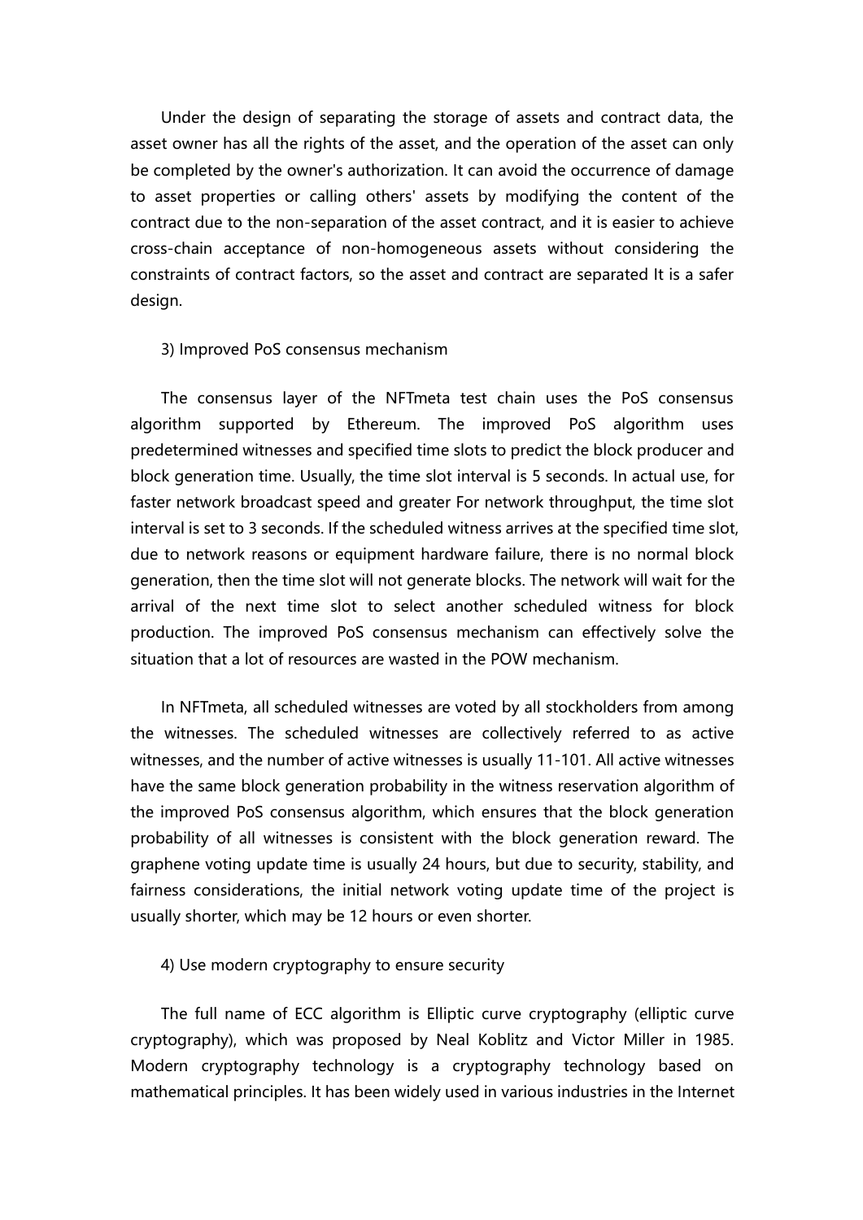Under the design of separating the storage of assets and contract data, the asset owner has all the rights of the asset, and the operation of the asset can only be completed by the owner's authorization. It can avoid the occurrence of damage to asset properties or calling others' assets by modifying the content of the contract due to the non-separation of the asset contract, and it is easier to achieve cross-chain acceptance of non-homogeneous assets without considering the constraints of contract factors, so the asset and contract are separated It is a safer design.

3) Improved PoS consensus mechanism

The consensus layer of the NFTmeta test chain uses the PoS consensus algorithm supported by Ethereum. The improved PoS algorithm uses predetermined witnesses and specified time slots to predict the block producer and block generation time. Usually, the time slot interval is 5 seconds. In actual use, for faster network broadcast speed and greater For network throughput, the time slot interval is set to 3 seconds. If the scheduled witness arrives at the specified time slot, due to network reasons or equipment hardware failure, there is no normal block generation, then the time slot will not generate blocks. The network will wait for the arrival of the next time slot to select another scheduled witness for block production. The improved PoS consensus mechanism can effectively solve the situation that a lot of resources are wasted in the POW mechanism.

In NFTmeta, all scheduled witnesses are voted by all stockholders from among the witnesses. The scheduled witnesses are collectively referred to as active witnesses, and the number of active witnesses is usually 11-101. All active witnesses have the same block generation probability in the witness reservation algorithm of the improved PoS consensus algorithm, which ensures that the block generation probability of all witnesses is consistent with the block generation reward. The graphene voting update time is usually 24 hours, but due to security, stability, and fairness considerations, the initial network voting update time of the project is usually shorter, which may be 12 hours or even shorter.

4) Use modern cryptography to ensure security

The full name of ECC algorithm is Elliptic curve cryptography (elliptic curve cryptography), which was proposed by Neal Koblitz and Victor Miller in 1985. Modern cryptography technology is a cryptography technology based on mathematical principles. It has been widely used in various industries in the Internet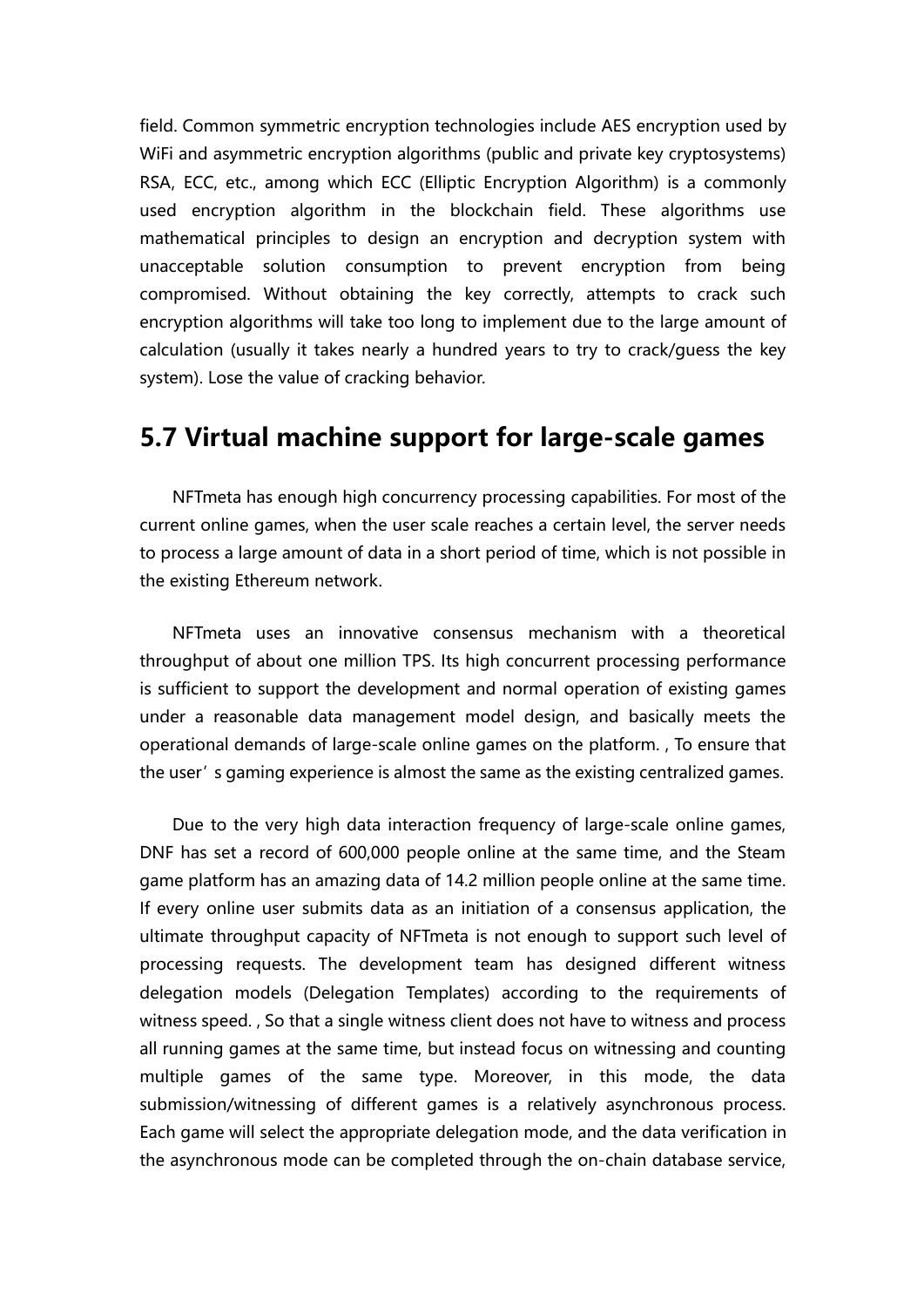field. Common symmetric encryption technologies include AES encryption used by WiFi and asymmetric encryption algorithms (public and private key cryptosystems) RSA, ECC, etc., among which ECC (Elliptic Encryption Algorithm) is a commonly used encryption algorithm in the blockchain field. These algorithms use mathematical principles to design an encryption and decryption system with unacceptable solution consumption to prevent encryption from being compromised. Without obtaining the key correctly, attempts to crack such encryption algorithms will take too long to implement due to the large amount of calculation (usually it takes nearly a hundred years to try to crack/guess the key system). Lose the value of cracking behavior.

## 5.7 Virtual machine support for large-scale games

NFTmeta has enough high concurrency processing capabilities. For most of the current online games, when the user scale reaches a certain level, the server needs to process a large amount of data in a short period of time, which is not possible in the existing Ethereum network.

NFTmeta uses an innovative consensus mechanism with a theoretical throughput of about one million TPS. Its high concurrent processing performance is sufficient to support the development and normal operation of existing games under a reasonable data management model design, and basically meets the operational demands of large-scale online games on the platform. , To ensure that the user's gaming experience is almost the same as the existing centralized games.

Due to the very high data interaction frequency of large-scale online games, DNF has set a record of 600,000 people online at the same time, and the Steam game platform has an amazing data of 14.2 million people online at the same time. If every online user submits data as an initiation of a consensus application, the ultimate throughput capacity of NFTmeta is not enough to support such level of processing requests. The development team has designed different witness delegation models (Delegation Templates) according to the requirements of witness speed. , So that a single witness client does not have to witness and process all running games at the same time, but instead focus on witnessing and counting multiple games of the same type. Moreover, in this mode, the data submission/witnessing of different games is a relatively asynchronous process. Each game will select the appropriate delegation mode, and the data verification in the asynchronous mode can be completed through the on-chain database service,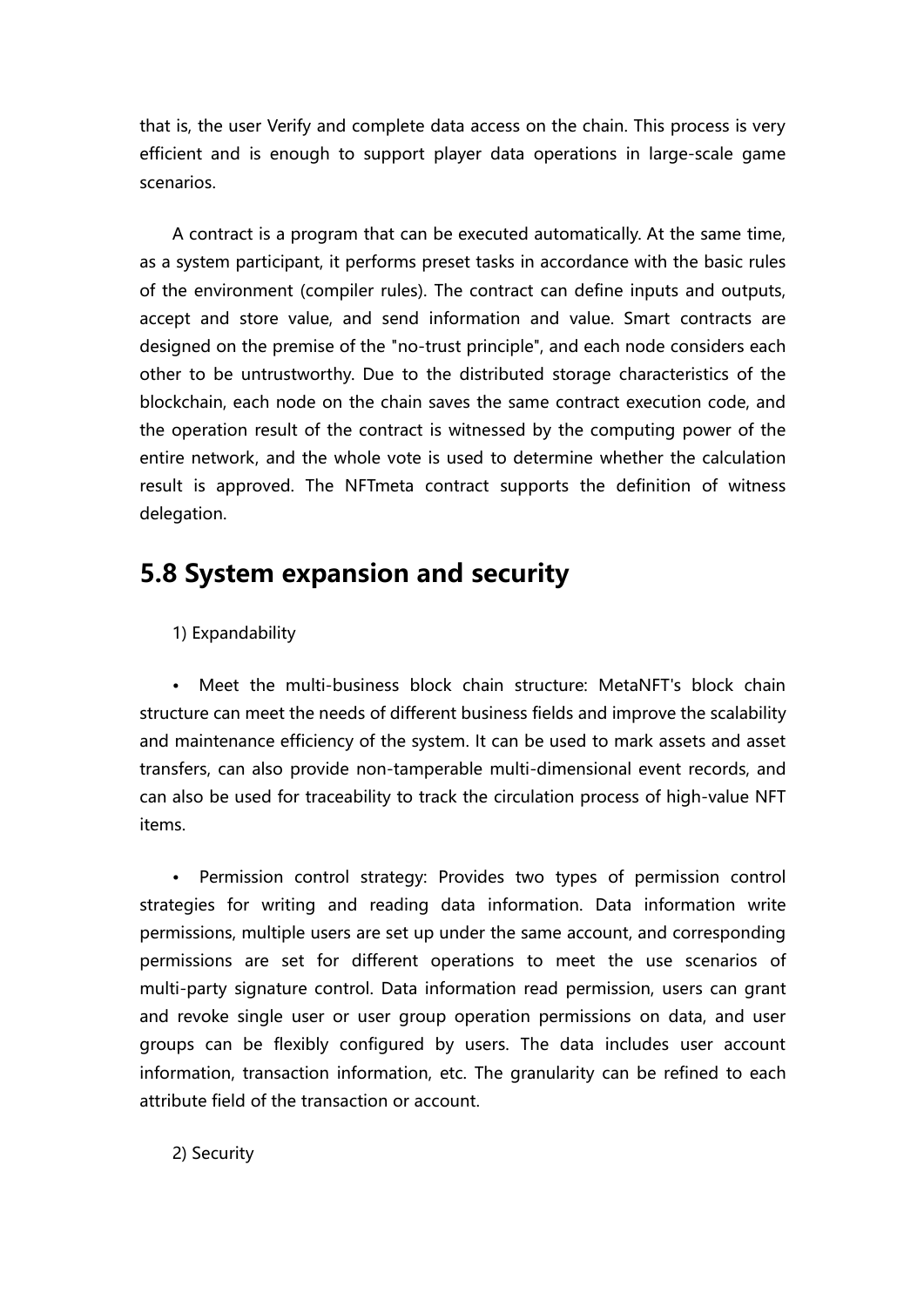that is, the user Verify and complete data access on the chain. This process is very efficient and is enough to support player data operations in large-scale game scenarios.

A contract is a program that can be executed automatically. At the same time, as a system participant, it performs preset tasks in accordance with the basic rules of the environment (compiler rules). The contract can define inputs and outputs, accept and store value, and send information and value. Smart contracts are designed on the premise of the "no-trust principle", and each node considers each other to be untrustworthy. Due to the distributed storage characteristics of the blockchain, each node on the chain saves the same contract execution code, and the operation result of the contract is witnessed by the computing power of the entire network, and the whole vote is used to determine whether the calculation result is approved. The NFTmeta contract supports the definition of witness delegation.

## 5.8 System expansion and security

1) Expandability

- Meet the multi-business block chain structure: MetaNFT's block chain structure can meet the needs of different business fields and improve the scalability and maintenance efficiency of the system. It can be used to mark assets and asset transfers, can also provide non-tamperable multi-dimensional event records, and can also be used for traceability to track the circulation process of high-value NFT items.

- Permission control strategy: Provides two types of permission control strategies for writing and reading data information. Data information write permissions, multiple users are set up under the same account, and corresponding permissions are set for different operations to meet the use scenarios of multi-party signature control. Data information read permission, users can grant and revoke single user or user group operation permissions on data, and user groups can be flexibly configured by users. The data includes user account information, transaction information, etc. The granularity can be refined to each attribute field of the transaction or account.

2) Security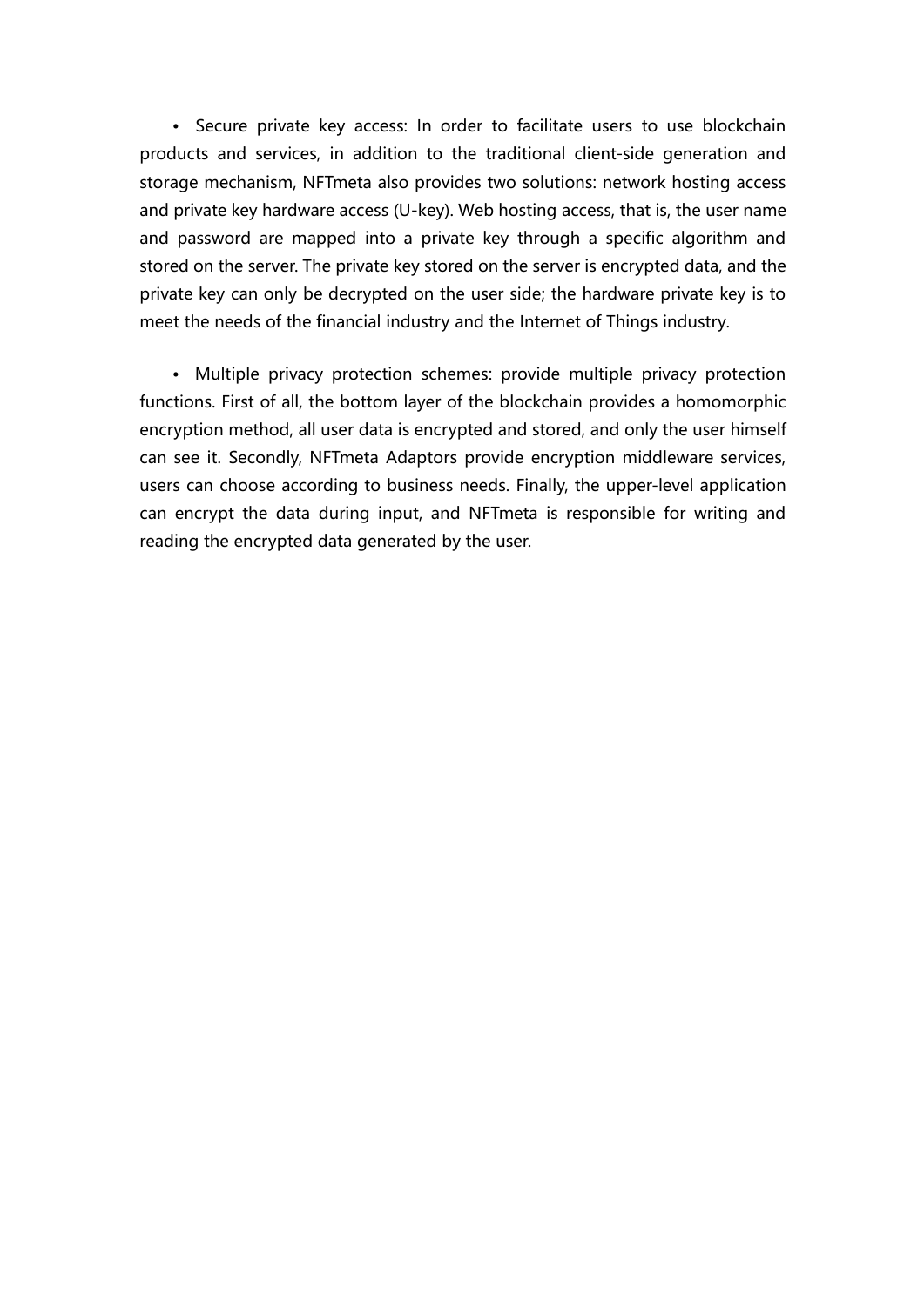- Secure private key access: In order to facilitate users to use blockchain products and services, in addition to the traditional client-side generation and storage mechanism, NFTmeta also provides two solutions: network hosting access and private key hardware access (U-key). Web hosting access, that is, the user name and password are mapped into a private key through a specific algorithm and stored on the server. The private key stored on the server is encrypted data, and the private key can only be decrypted on the user side; the hardware private key is to meet the needs of the financial industry and the Internet of Things industry.

- Multiple privacy protection schemes: provide multiple privacy protection functions. First of all, the bottom layer of the blockchain provides a homomorphic encryption method, all user data is encrypted and stored, and only the user himself can see it. Secondly, NFTmeta Adaptors provide encryption middleware services, users can choose according to business needs. Finally, the upper-level application can encrypt the data during input, and NFTmeta is responsible for writing and reading the encrypted data generated by the user.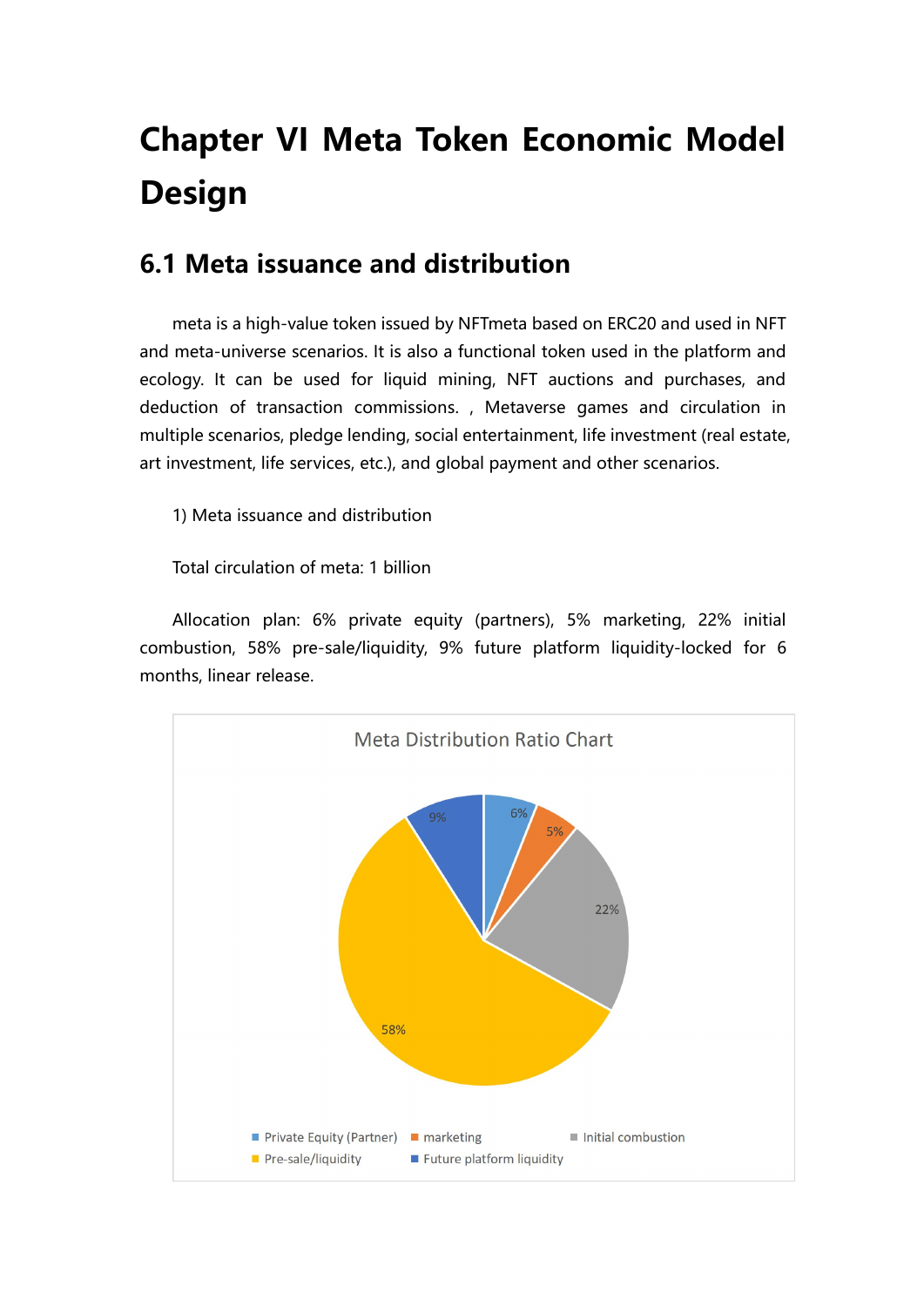# Chapter VI Meta Token Economic Model Design

## 6.1 Meta issuance and distribution

meta is a high-value token issued by NFTmeta based on ERC20 and used in NFT and meta-universe scenarios. It is also a functional token used in the platform and ecology. It can be used for liquid mining, NFT auctions and purchases, and deduction of transaction commissions. , Metaverse games and circulation in multiple scenarios, pledge lending, social entertainment, life investment (real estate, art investment, life services, etc.), and global payment and other scenarios.

1) Meta issuance and distribution

Total circulation of meta: 1 billion

Allocation plan: 6% private equity (partners), 5% marketing, 22% initial combustion, 58% pre-sale/liquidity, 9% future platform liquidity-locked for 6 months, linear release.

Meta Distribution Ratio Chart

| Category | Share |
| --- | --- |
| Private Equity (Partner) | 6% |
| marketing | 5% |
| Initial combustion | 22% |
| Pre-sale/liquidity | 58% |
| Future platform liquidity | 9% |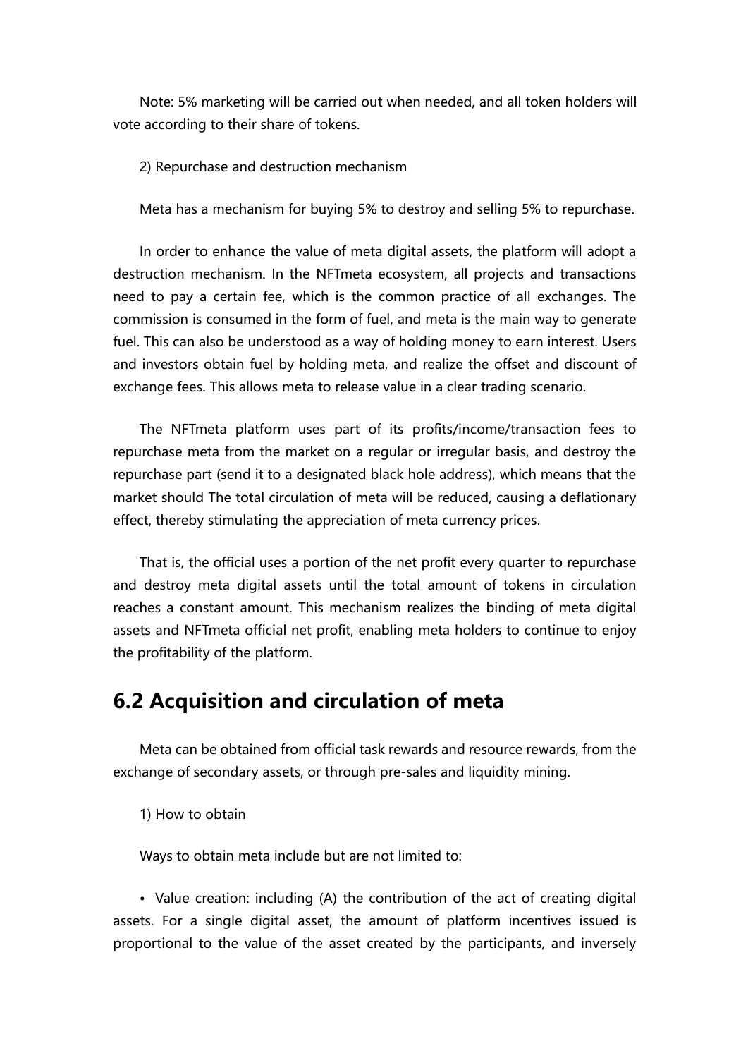Note: 5% marketing will be carried out when needed, and all token holders will vote according to their share of tokens.

2) Repurchase and destruction mechanism

Meta has a mechanism for buying 5% to destroy and selling 5% to repurchase.

In order to enhance the value of meta digital assets, the platform will adopt a destruction mechanism. In the NFTmeta ecosystem, all projects and transactions need to pay a certain fee, which is the common practice of all exchanges. The commission is consumed in the form of fuel, and meta is the main way to generate fuel. This can also be understood as a way of holding money to earn interest. Users and investors obtain fuel by holding meta, and realize the offset and discount of exchange fees. This allows meta to release value in a clear trading scenario.

The NFTmeta platform uses part of its profits/income/transaction fees to repurchase meta from the market on a regular or irregular basis, and destroy the repurchase part (send it to a designated black hole address), which means that the market should The total circulation of meta will be reduced, causing a deflationary effect, thereby stimulating the appreciation of meta currency prices.

That is, the official uses a portion of the net profit every quarter to repurchase and destroy meta digital assets until the total amount of tokens in circulation reaches a constant amount. This mechanism realizes the binding of meta digital assets and NFTmeta official net profit, enabling meta holders to continue to enjoy the profitability of the platform.

## 6.2 Acquisition and circulation of meta

Meta can be obtained from official task rewards and resource rewards, from the exchange of secondary assets, or through pre-sales and liquidity mining.

1) How to obtain

Ways to obtain meta include but are not limited to:

• Value creation: including (A) the contribution of the act of creating digital assets. For a single digital asset, the amount of platform incentives issued is proportional to the value of the asset created by the participants, and inversely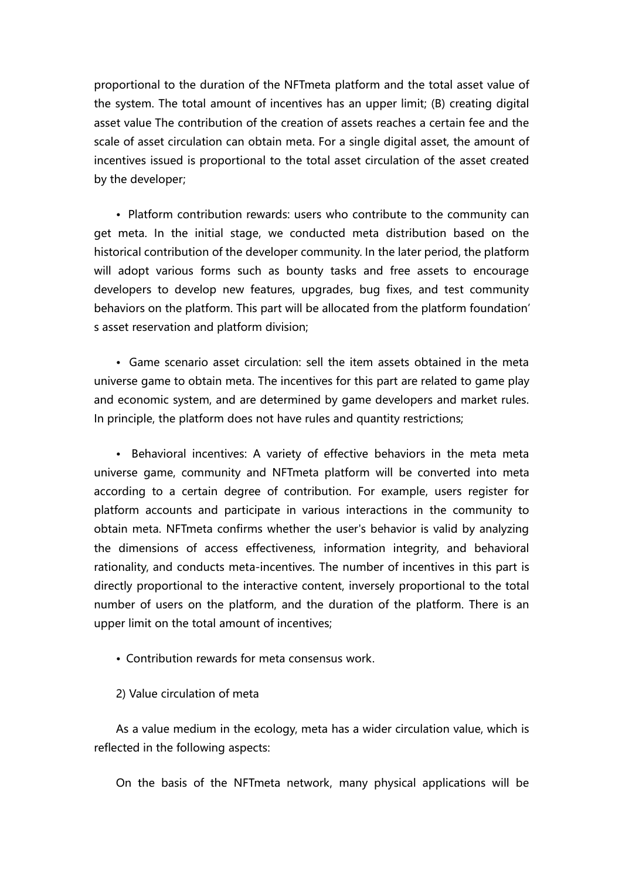proportional to the duration of the NFTmeta platform and the total asset value of the system. The total amount of incentives has an upper limit; (B) creating digital asset value The contribution of the creation of assets reaches a certain fee and the scale of asset circulation can obtain meta. For a single digital asset, the amount of incentives issued is proportional to the total asset circulation of the asset created by the developer;

- Platform contribution rewards: users who contribute to the community can get meta. In the initial stage, we conducted meta distribution based on the historical contribution of the developer community. In the later period, the platform will adopt various forms such as bounty tasks and free assets to encourage developers to develop new features, upgrades, bug fixes, and test community behaviors on the platform. This part will be allocated from the platform foundation' s asset reservation and platform division;

- Game scenario asset circulation: sell the item assets obtained in the meta universe game to obtain meta. The incentives for this part are related to game play and economic system, and are determined by game developers and market rules. In principle, the platform does not have rules and quantity restrictions;

- Behavioral incentives: A variety of effective behaviors in the meta meta universe game, community and NFTmeta platform will be converted into meta according to a certain degree of contribution. For example, users register for platform accounts and participate in various interactions in the community to obtain meta. NFTmeta confirms whether the user's behavior is valid by analyzing the dimensions of access effectiveness, information integrity, and behavioral rationality, and conducts meta-incentives. The number of incentives in this part is directly proportional to the interactive content, inversely proportional to the total number of users on the platform, and the duration of the platform. There is an upper limit on the total amount of incentives;

- Contribution rewards for meta consensus work.

2) Value circulation of meta

As a value medium in the ecology, meta has a wider circulation value, which is reflected in the following aspects:

On the basis of the NFTmeta network, many physical applications will be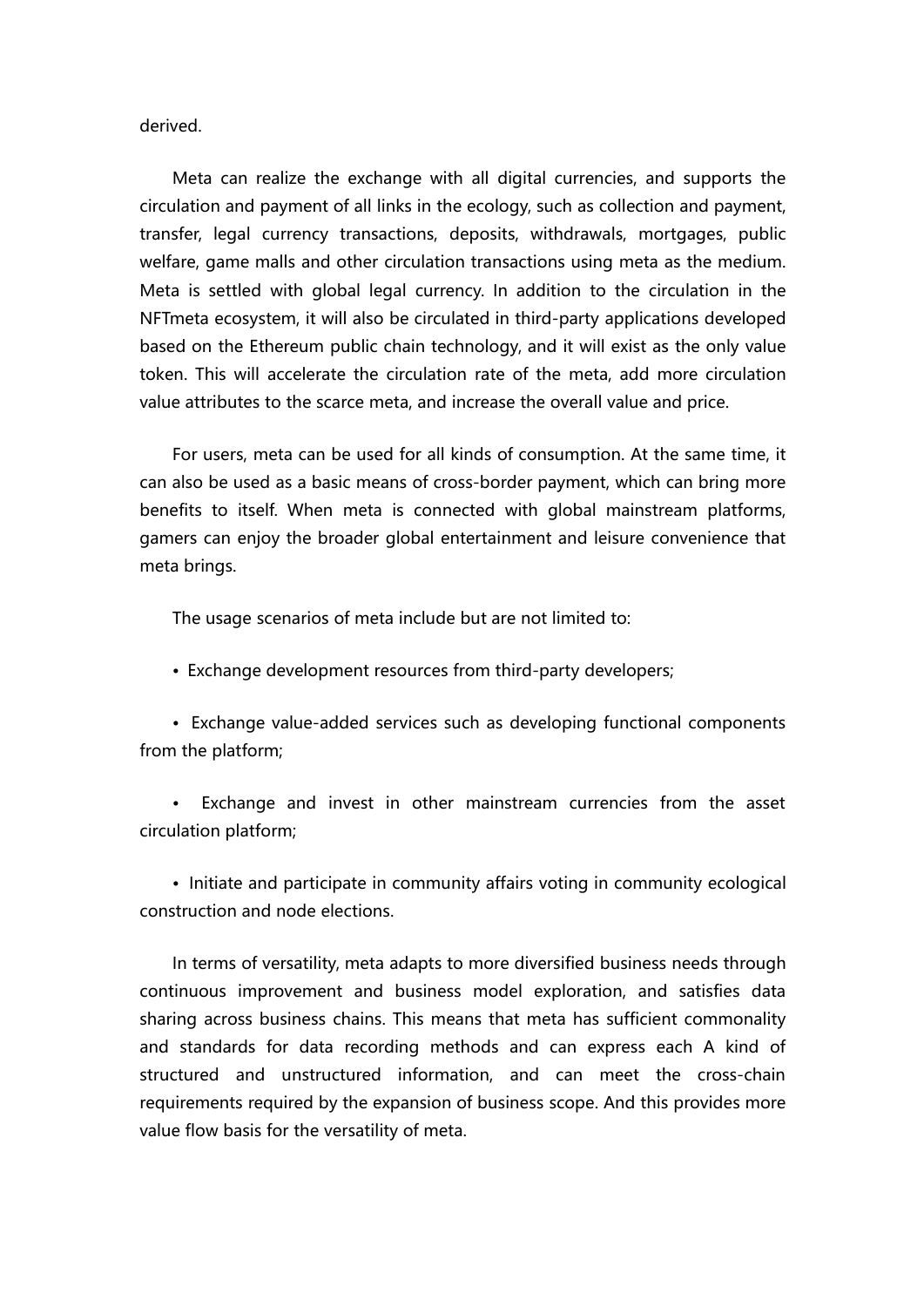derived.

Meta can realize the exchange with all digital currencies, and supports the circulation and payment of all links in the ecology, such as collection and payment, transfer, legal currency transactions, deposits, withdrawals, mortgages, public welfare, game malls and other circulation transactions using meta as the medium. Meta is settled with global legal currency. In addition to the circulation in the NFTmeta ecosystem, it will also be circulated in third-party applications developed based on the Ethereum public chain technology, and it will exist as the only value token. This will accelerate the circulation rate of the meta, add more circulation value attributes to the scarce meta, and increase the overall value and price.

For users, meta can be used for all kinds of consumption. At the same time, it can also be used as a basic means of cross-border payment, which can bring more benefits to itself. When meta is connected with global mainstream platforms, gamers can enjoy the broader global entertainment and leisure convenience that meta brings.

The usage scenarios of meta include but are not limited to:

- Exchange development resources from third-party developers;
- Exchange value-added services such as developing functional components from the platform;
- Exchange and invest in other mainstream currencies from the asset circulation platform;
- Initiate and participate in community affairs voting in community ecological construction and node elections.

In terms of versatility, meta adapts to more diversified business needs through continuous improvement and business model exploration, and satisfies data sharing across business chains. This means that meta has sufficient commonality and standards for data recording methods and can express each A kind of structured and unstructured information, and can meet the cross-chain requirements required by the expansion of business scope. And this provides more value flow basis for the versatility of meta.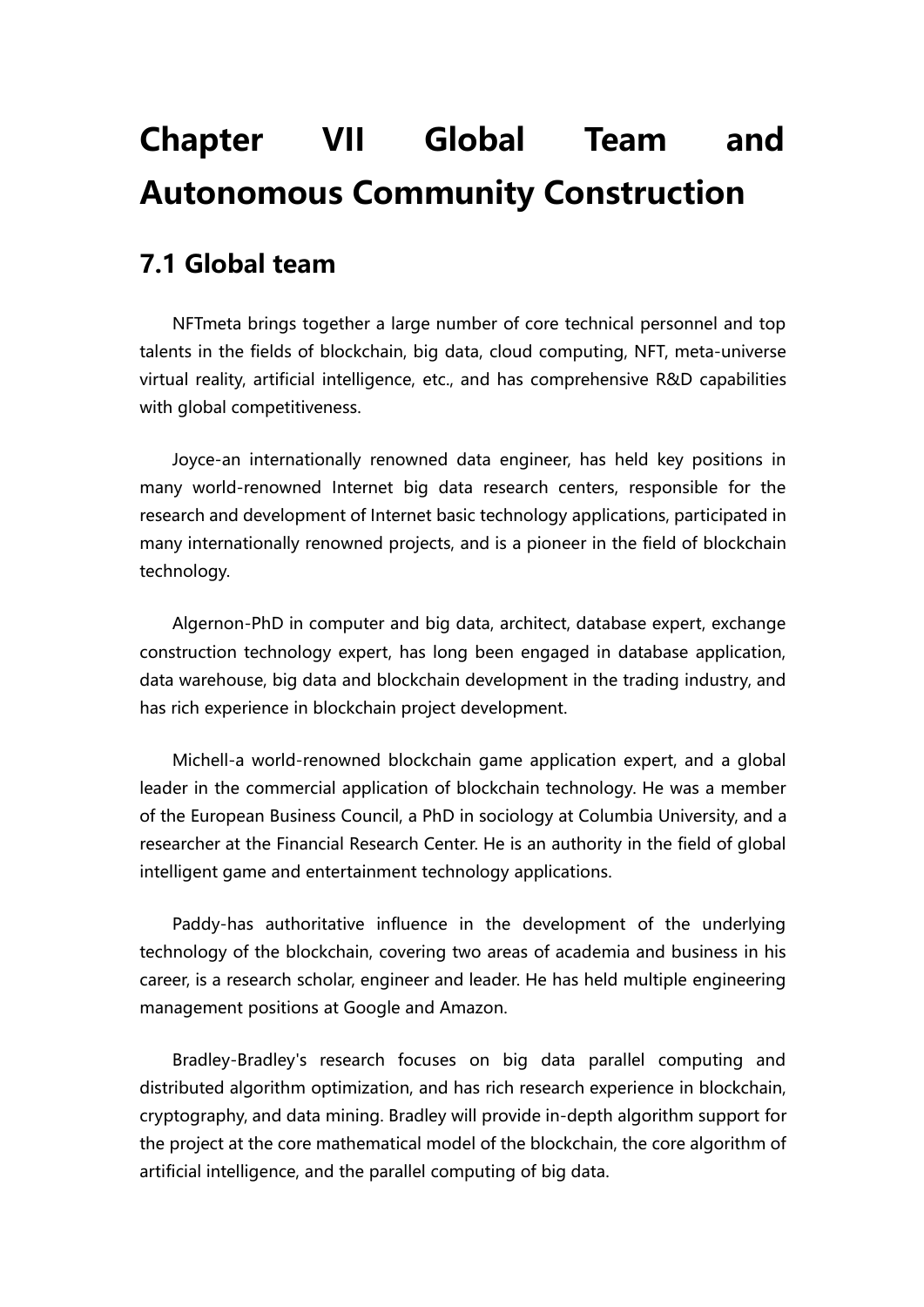# Chapter VII Global Team and Autonomous Community Construction

## 7.1 Global team

NFTmeta brings together a large number of core technical personnel and top talents in the fields of blockchain, big data, cloud computing, NFT, meta-universe virtual reality, artificial intelligence, etc., and has comprehensive R&D capabilities with global competitiveness.

Joyce-an internationally renowned data engineer, has held key positions in many world-renowned Internet big data research centers, responsible for the research and development of Internet basic technology applications, participated in many internationally renowned projects, and is a pioneer in the field of blockchain technology.

Algernon-PhD in computer and big data, architect, database expert, exchange construction technology expert, has long been engaged in database application, data warehouse, big data and blockchain development in the trading industry, and has rich experience in blockchain project development.

Michell-a world-renowned blockchain game application expert, and a global leader in the commercial application of blockchain technology. He was a member of the European Business Council, a PhD in sociology at Columbia University, and a researcher at the Financial Research Center. He is an authority in the field of global intelligent game and entertainment technology applications.

Paddy-has authoritative influence in the development of the underlying technology of the blockchain, covering two areas of academia and business in his career, is a research scholar, engineer and leader. He has held multiple engineering management positions at Google and Amazon.

Bradley-Bradley's research focuses on big data parallel computing and distributed algorithm optimization, and has rich research experience in blockchain, cryptography, and data mining. Bradley will provide in-depth algorithm support for the project at the core mathematical model of the blockchain, the core algorithm of artificial intelligence, and the parallel computing of big data.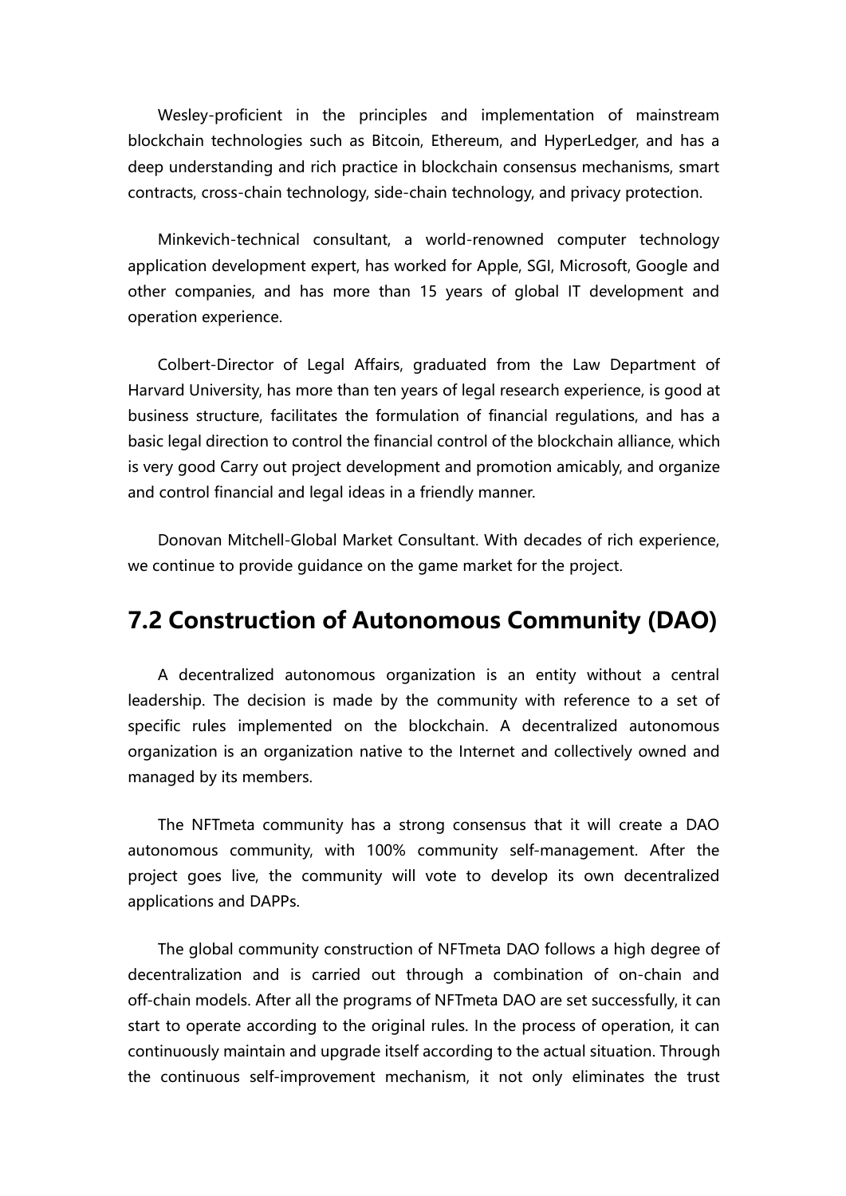Wesley-proficient in the principles and implementation of mainstream blockchain technologies such as Bitcoin, Ethereum, and HyperLedger, and has a deep understanding and rich practice in blockchain consensus mechanisms, smart contracts, cross-chain technology, side-chain technology, and privacy protection.

Minkevich-technical consultant, a world-renowned computer technology application development expert, has worked for Apple, SGI, Microsoft, Google and other companies, and has more than 15 years of global IT development and operation experience.

Colbert-Director of Legal Affairs, graduated from the Law Department of Harvard University, has more than ten years of legal research experience, is good at business structure, facilitates the formulation of financial regulations, and has a basic legal direction to control the financial control of the blockchain alliance, which is very good Carry out project development and promotion amicably, and organize and control financial and legal ideas in a friendly manner.

Donovan Mitchell-Global Market Consultant. With decades of rich experience, we continue to provide guidance on the game market for the project.

## 7.2 Construction of Autonomous Community (DAO)

A decentralized autonomous organization is an entity without a central leadership. The decision is made by the community with reference to a set of specific rules implemented on the blockchain. A decentralized autonomous organization is an organization native to the Internet and collectively owned and managed by its members.

The NFTmeta community has a strong consensus that it will create a DAO autonomous community, with 100% community self-management. After the project goes live, the community will vote to develop its own decentralized applications and DAPPs.

The global community construction of NFTmeta DAO follows a high degree of decentralization and is carried out through a combination of on-chain and off-chain models. After all the programs of NFTmeta DAO are set successfully, it can start to operate according to the original rules. In the process of operation, it can continuously maintain and upgrade itself according to the actual situation. Through the continuous self-improvement mechanism, it not only eliminates the trust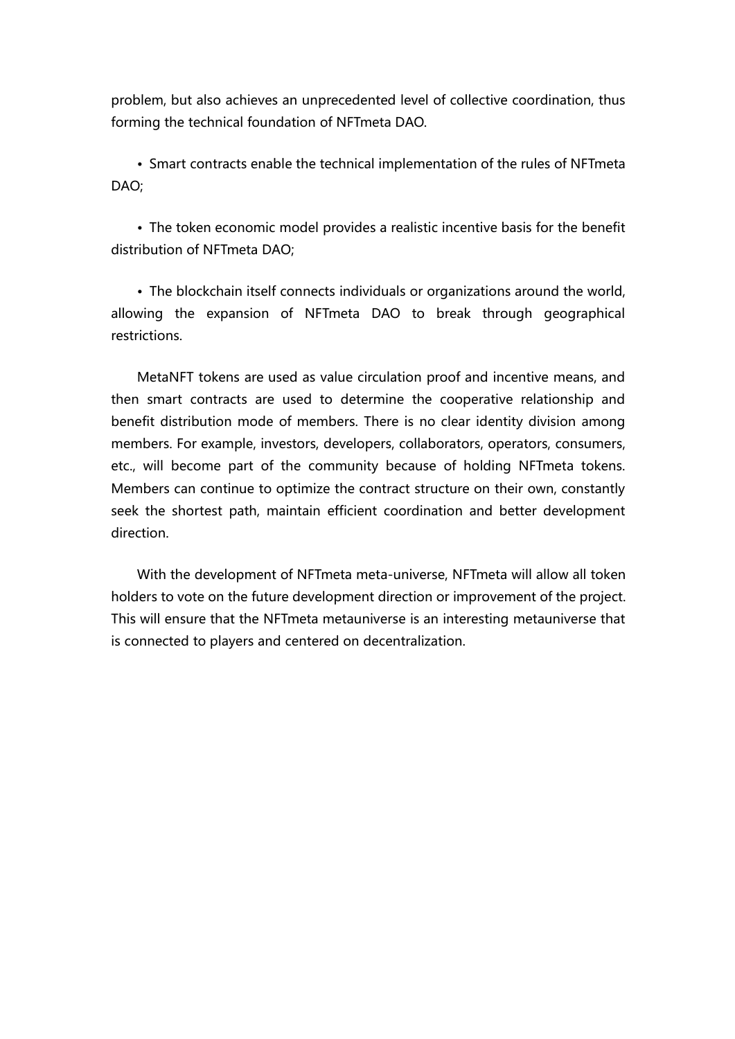problem, but also achieves an unprecedented level of collective coordination, thus forming the technical foundation of NFTmeta DAO.

- Smart contracts enable the technical implementation of the rules of NFTmeta DAO;

- The token economic model provides a realistic incentive basis for the benefit distribution of NFTmeta DAO;

- The blockchain itself connects individuals or organizations around the world, allowing the expansion of NFTmeta DAO to break through geographical restrictions.

MetaNFT tokens are used as value circulation proof and incentive means, and then smart contracts are used to determine the cooperative relationship and benefit distribution mode of members. There is no clear identity division among members. For example, investors, developers, collaborators, operators, consumers, etc., will become part of the community because of holding NFTmeta tokens. Members can continue to optimize the contract structure on their own, constantly seek the shortest path, maintain efficient coordination and better development direction.

With the development of NFTmeta meta-universe, NFTmeta will allow all token holders to vote on the future development direction or improvement of the project. This will ensure that the NFTmeta metauniverse is an interesting metauniverse that is connected to players and centered on decentralization.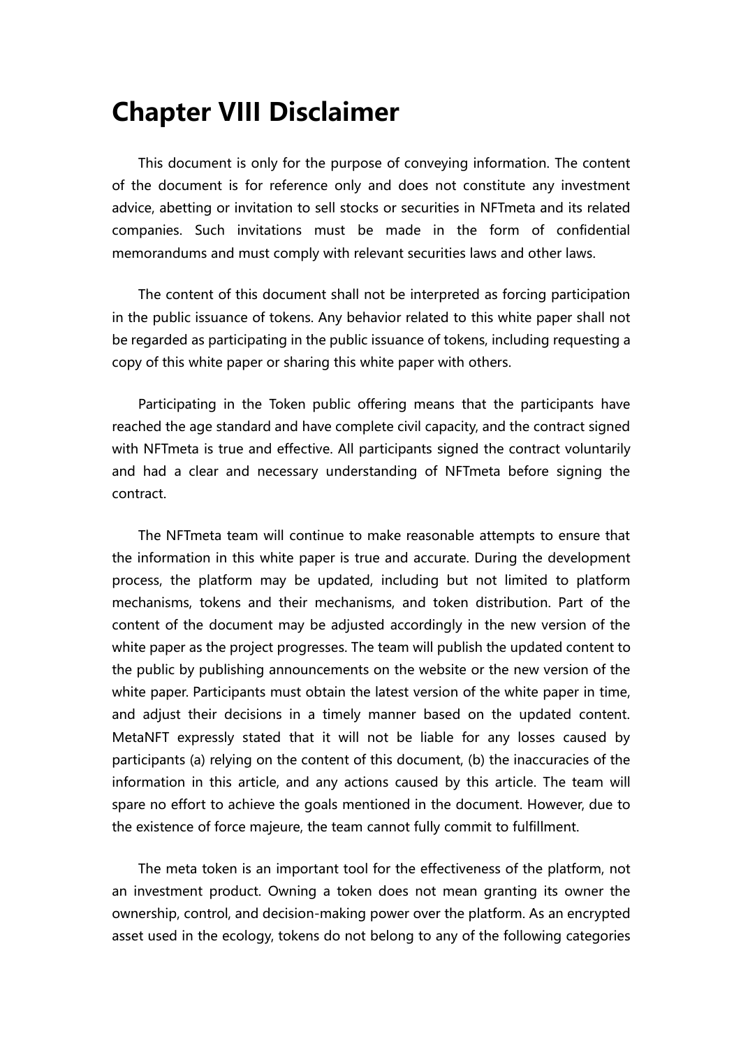# Chapter VIII Disclaimer

This document is only for the purpose of conveying information. The content of the document is for reference only and does not constitute any investment advice, abetting or invitation to sell stocks or securities in NFTmeta and its related companies. Such invitations must be made in the form of confidential memorandums and must comply with relevant securities laws and other laws.

The content of this document shall not be interpreted as forcing participation in the public issuance of tokens. Any behavior related to this white paper shall not be regarded as participating in the public issuance of tokens, including requesting a copy of this white paper or sharing this white paper with others.

Participating in the Token public offering means that the participants have reached the age standard and have complete civil capacity, and the contract signed with NFTmeta is true and effective. All participants signed the contract voluntarily and had a clear and necessary understanding of NFTmeta before signing the contract.

The NFTmeta team will continue to make reasonable attempts to ensure that the information in this white paper is true and accurate. During the development process, the platform may be updated, including but not limited to platform mechanisms, tokens and their mechanisms, and token distribution. Part of the content of the document may be adjusted accordingly in the new version of the white paper as the project progresses. The team will publish the updated content to the public by publishing announcements on the website or the new version of the white paper. Participants must obtain the latest version of the white paper in time, and adjust their decisions in a timely manner based on the updated content. MetaNFT expressly stated that it will not be liable for any losses caused by participants (a) relying on the content of this document, (b) the inaccuracies of the information in this article, and any actions caused by this article. The team will spare no effort to achieve the goals mentioned in the document. However, due to the existence of force majeure, the team cannot fully commit to fulfillment.

The meta token is an important tool for the effectiveness of the platform, not an investment product. Owning a token does not mean granting its owner the ownership, control, and decision-making power over the platform. As an encrypted asset used in the ecology, tokens do not belong to any of the following categories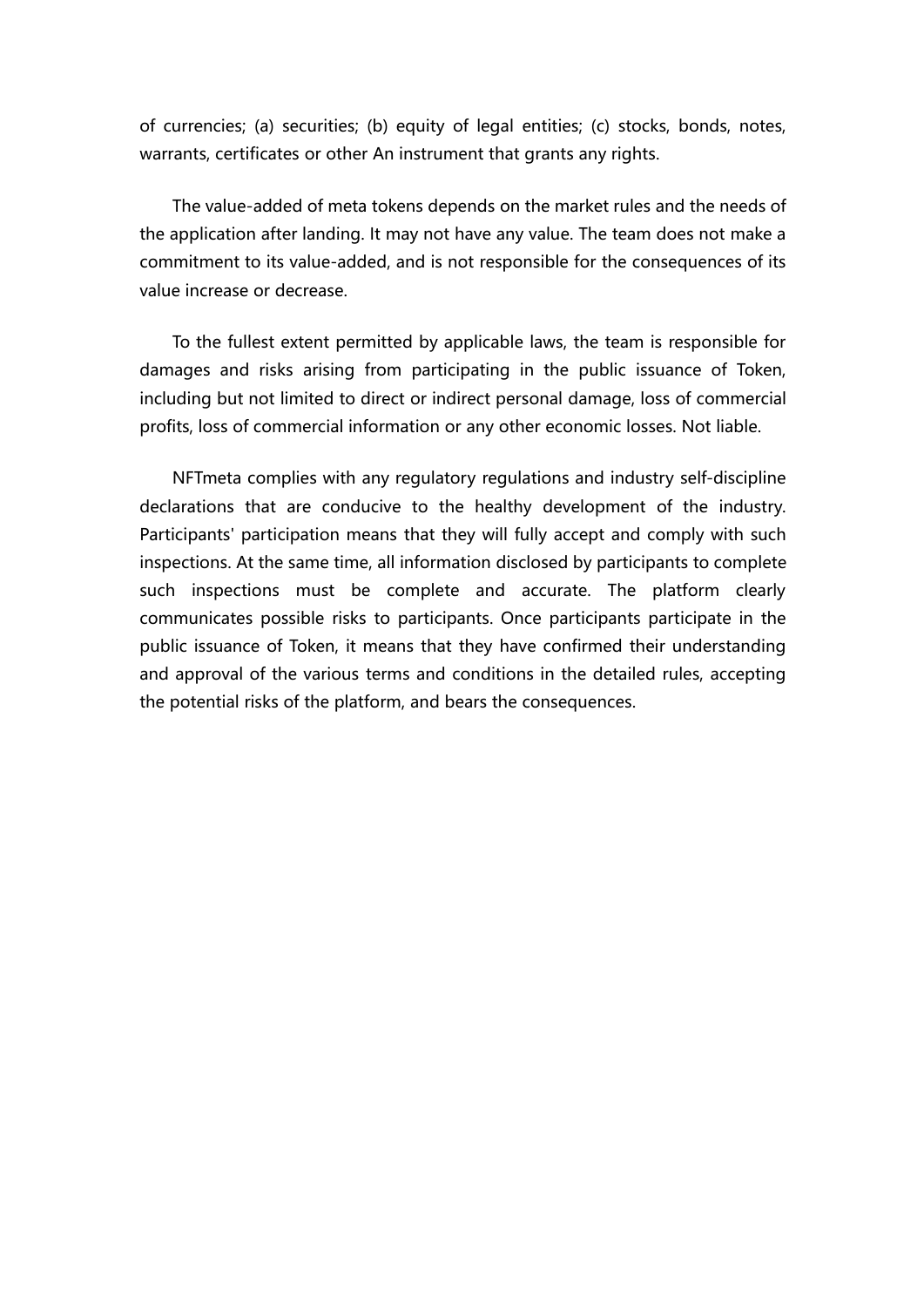of currencies; (a) securities; (b) equity of legal entities; (c) stocks, bonds, notes, warrants, certificates or other An instrument that grants any rights.

The value-added of meta tokens depends on the market rules and the needs of the application after landing. It may not have any value. The team does not make a commitment to its value-added, and is not responsible for the consequences of its value increase or decrease.

To the fullest extent permitted by applicable laws, the team is responsible for damages and risks arising from participating in the public issuance of Token, including but not limited to direct or indirect personal damage, loss of commercial profits, loss of commercial information or any other economic losses. Not liable.

NFTmeta complies with any regulatory regulations and industry self-discipline declarations that are conducive to the healthy development of the industry. Participants' participation means that they will fully accept and comply with such inspections. At the same time, all information disclosed by participants to complete such inspections must be complete and accurate. The platform clearly communicates possible risks to participants. Once participants participate in the public issuance of Token, it means that they have confirmed their understanding and approval of the various terms and conditions in the detailed rules, accepting the potential risks of the platform, and bears the consequences.